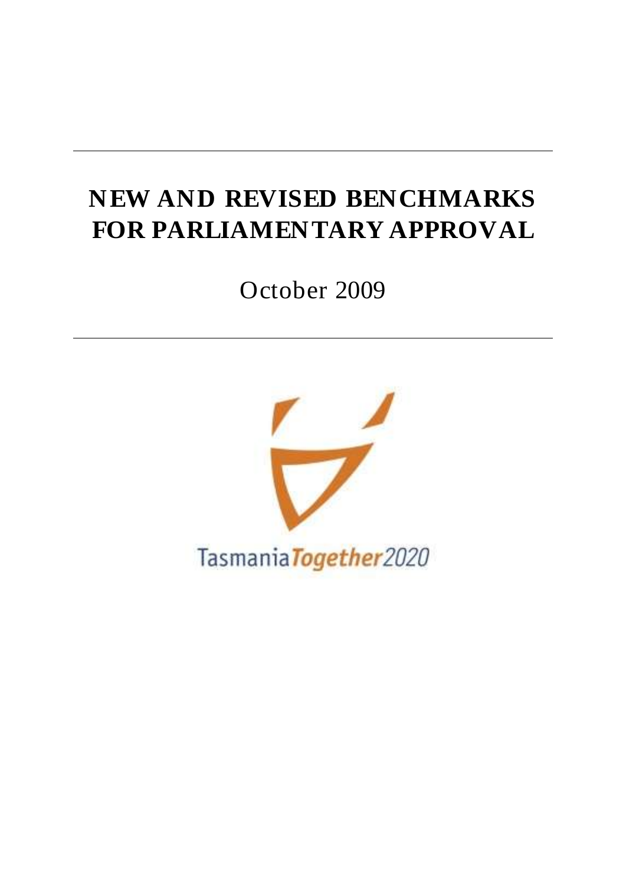# NEW AND REVISED BENCHMARKS FOR PARLIAMENTARY APPROVAL

October 2009

Tasmania*Together*2020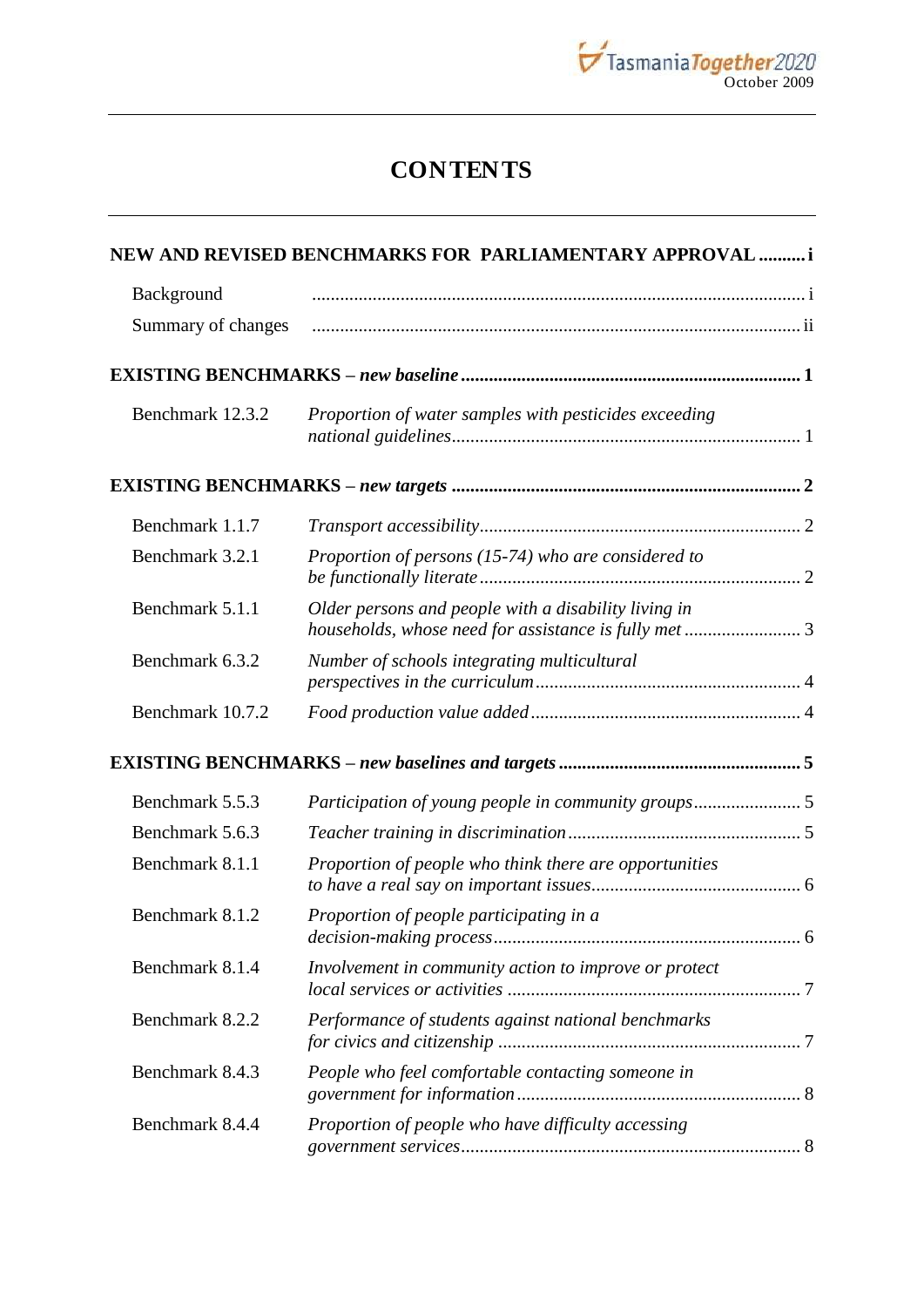# CONTENTS

**NEW AND REVISED BENCHMARKS FOR PARLIAMENTARY APPROVAL .......... i**

| | | |
|---|---|---|
| Background | | i |
| Summary of changes | | ii |

**EXISTING BENCHMARKS – *new baseline* .......... 1**

| | | |
|---|---|---|
| Benchmark 12.3.2 | *Proportion of water samples with pesticides exceeding national guidelines* | 1 |

**EXISTING BENCHMARKS – *new targets* .......... 2**

| | | |
|---|---|---|
| Benchmark 1.1.7 | *Transport accessibility* | 2 |
| Benchmark 3.2.1 | *Proportion of persons (15-74) who are considered to be functionally literate* | 2 |
| Benchmark 5.1.1 | *Older persons and people with a disability living in households, whose need for assistance is fully met* | 3 |
| Benchmark 6.3.2 | *Number of schools integrating multicultural perspectives in the curriculum* | 4 |
| Benchmark 10.7.2 | *Food production value added* | 4 |

**EXISTING BENCHMARKS – *new baselines and targets* .......... 5**

| | | |
|---|---|---|
| Benchmark 5.5.3 | *Participation of young people in community groups* | 5 |
| Benchmark 5.6.3 | *Teacher training in discrimination* | 5 |
| Benchmark 8.1.1 | *Proportion of people who think there are opportunities to have a real say on important issues* | 6 |
| Benchmark 8.1.2 | *Proportion of people participating in a decision-making process* | 6 |
| Benchmark 8.1.4 | *Involvement in community action to improve or protect local services or activities* | 7 |
| Benchmark 8.2.2 | *Performance of students against national benchmarks for civics and citizenship* | 7 |
| Benchmark 8.4.3 | *People who feel comfortable contacting someone in government for information* | 8 |
| Benchmark 8.4.4 | *Proportion of people who have difficulty accessing government services* | 8 |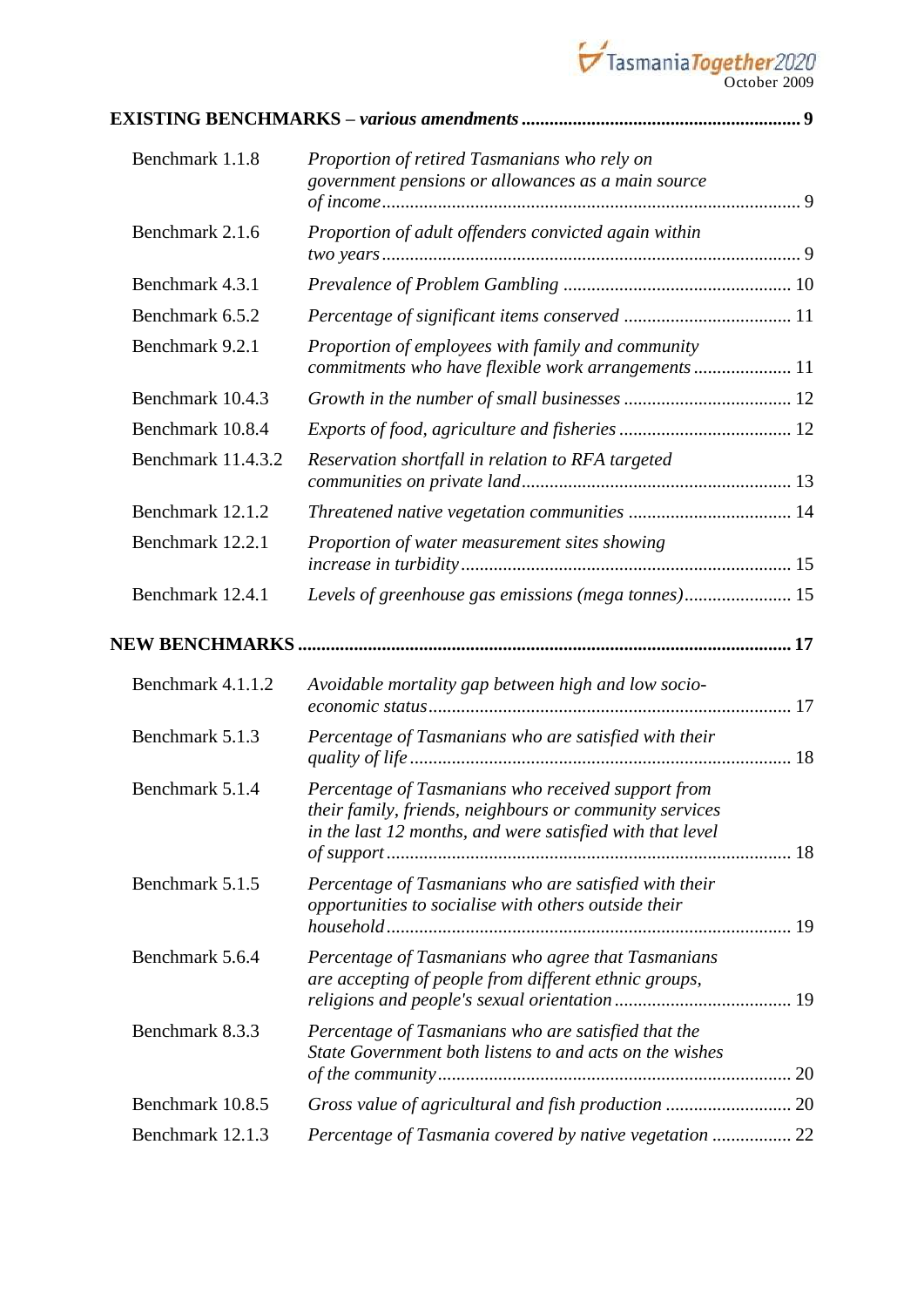**EXISTING BENCHMARKS – *various amendments*** .......... 9

| | | |
|---|---|---|
| Benchmark 1.1.8 | *Proportion of retired Tasmanians who rely on government pensions or allowances as a main source of income* | 9 |
| Benchmark 2.1.6 | *Proportion of adult offenders convicted again within two years* | 9 |
| Benchmark 4.3.1 | *Prevalence of Problem Gambling* | 10 |
| Benchmark 6.5.2 | *Percentage of significant items conserved* | 11 |
| Benchmark 9.2.1 | *Proportion of employees with family and community commitments who have flexible work arrangements* | 11 |
| Benchmark 10.4.3 | *Growth in the number of small businesses* | 12 |
| Benchmark 10.8.4 | *Exports of food, agriculture and fisheries* | 12 |
| Benchmark 11.4.3.2 | *Reservation shortfall in relation to RFA targeted communities on private land* | 13 |
| Benchmark 12.1.2 | *Threatened native vegetation communities* | 14 |
| Benchmark 12.2.1 | *Proportion of water measurement sites showing increase in turbidity* | 15 |
| Benchmark 12.4.1 | *Levels of greenhouse gas emissions (mega tonnes)* | 15 |

**NEW BENCHMARKS** .......... 17

| | | |
|---|---|---|
| Benchmark 4.1.1.2 | *Avoidable mortality gap between high and low socio-economic status* | 17 |
| Benchmark 5.1.3 | *Percentage of Tasmanians who are satisfied with their quality of life* | 18 |
| Benchmark 5.1.4 | *Percentage of Tasmanians who received support from their family, friends, neighbours or community services in the last 12 months, and were satisfied with that level of support* | 18 |
| Benchmark 5.1.5 | *Percentage of Tasmanians who are satisfied with their opportunities to socialise with others outside their household* | 19 |
| Benchmark 5.6.4 | *Percentage of Tasmanians who agree that Tasmanians are accepting of people from different ethnic groups, religions and people's sexual orientation* | 19 |
| Benchmark 8.3.3 | *Percentage of Tasmanians who are satisfied that the State Government both listens to and acts on the wishes of the community* | 20 |
| Benchmark 10.8.5 | *Gross value of agricultural and fish production* | 20 |
| Benchmark 12.1.3 | *Percentage of Tasmania covered by native vegetation* | 22 |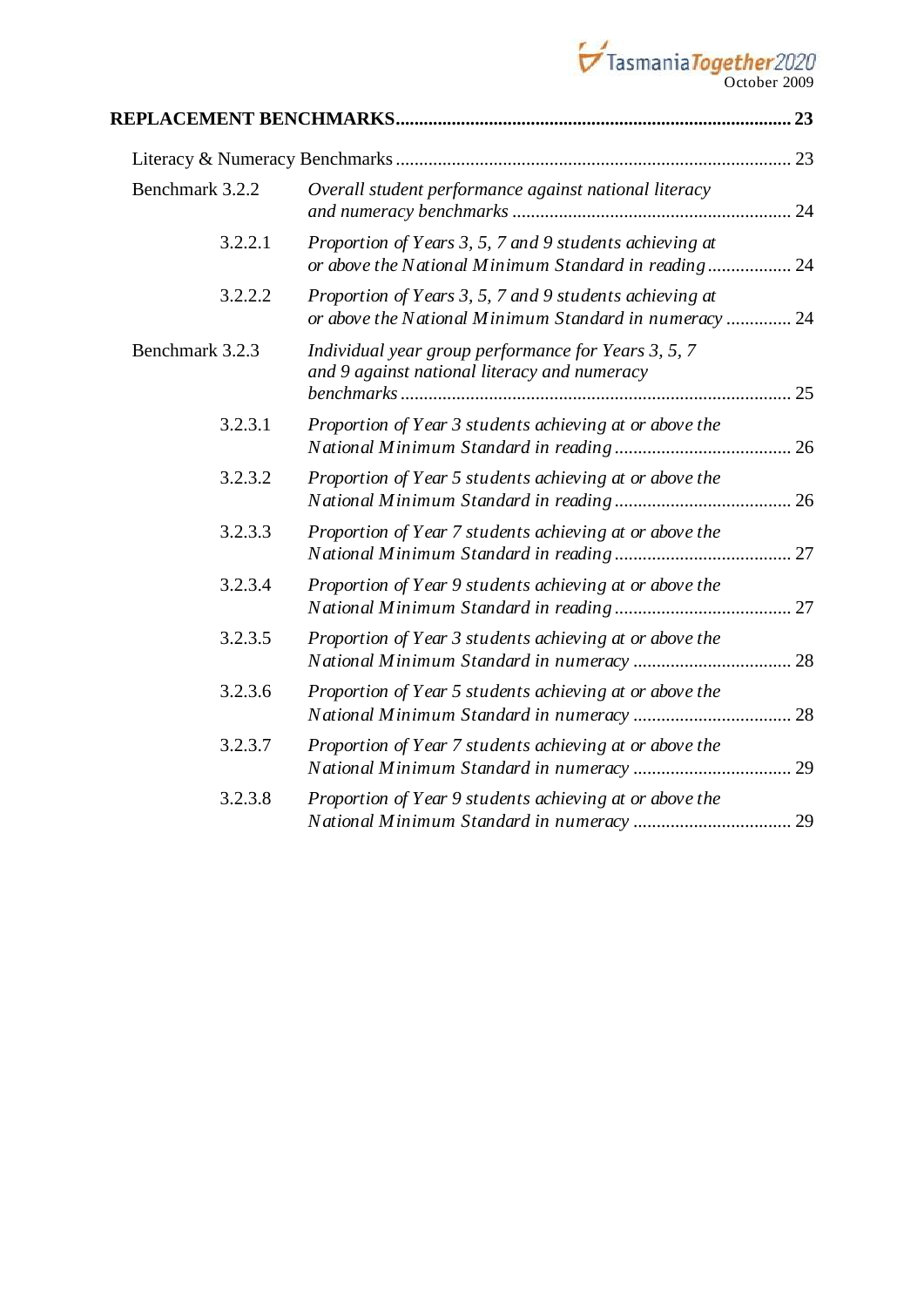**REPLACEMENT BENCHMARKS** ........................................................................................ 23

Literacy & Numeracy Benchmarks ........................................................................................ 23

Benchmark 3.2.2 *Overall student performance against national literacy and numeracy benchmarks* ........................................................ 24

3.2.2.1 *Proportion of Years 3, 5, 7 and 9 students achieving at or above the National Minimum Standard in reading* .................. 24

3.2.2.2 *Proportion of Years 3, 5, 7 and 9 students achieving at or above the National Minimum Standard in numeracy* .............. 24

Benchmark 3.2.3 *Individual year group performance for Years 3, 5, 7 and 9 against national literacy and numeracy benchmarks* ........................................................................................ 25

3.2.3.1 *Proportion of Year 3 students achieving at or above the National Minimum Standard in reading* ...................................... 26

3.2.3.2 *Proportion of Year 5 students achieving at or above the National Minimum Standard in reading* ...................................... 26

3.2.3.3 *Proportion of Year 7 students achieving at or above the National Minimum Standard in reading* ...................................... 27

3.2.3.4 *Proportion of Year 9 students achieving at or above the National Minimum Standard in reading* ...................................... 27

3.2.3.5 *Proportion of Year 3 students achieving at or above the National Minimum Standard in numeracy* .................................. 28

3.2.3.6 *Proportion of Year 5 students achieving at or above the National Minimum Standard in numeracy* .................................. 28

3.2.3.7 *Proportion of Year 7 students achieving at or above the National Minimum Standard in numeracy* .................................. 29

3.2.3.8 *Proportion of Year 9 students achieving at or above the National Minimum Standard in numeracy* .................................. 29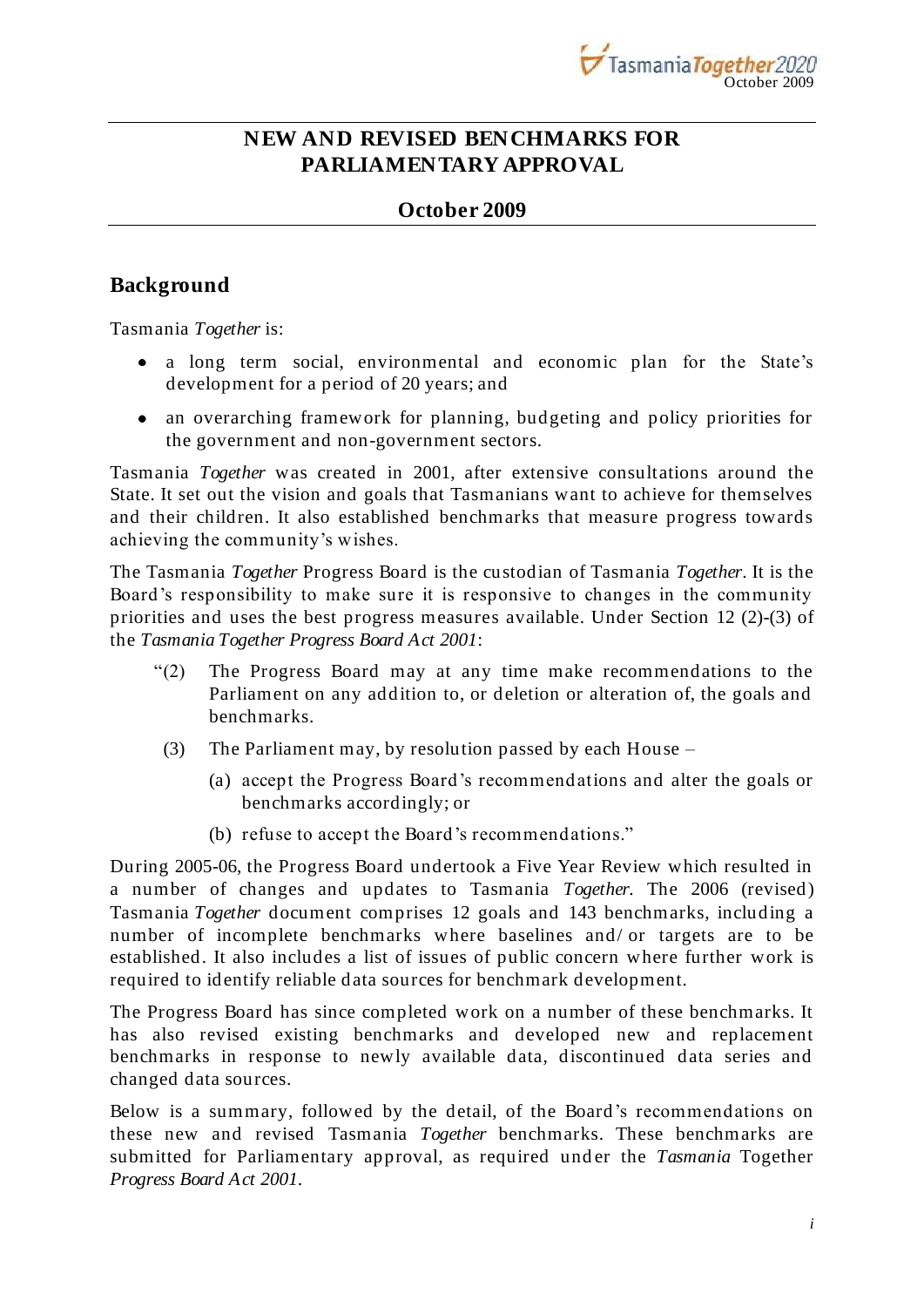# NEW AND REVISED BENCHMARKS FOR PARLIAMENTARY APPROVAL

## October 2009

## Background

Tasmania *Together* is:

- a long term social, environmental and economic plan for the State's development for a period of 20 years; and
- an overarching framework for planning, budgeting and policy priorities for the government and non-government sectors.

Tasmania *Together* was created in 2001, after extensive consultations around the State. It set out the vision and goals that Tasmanians want to achieve for themselves and their children. It also established benchmarks that measure progress towards achieving the community's wishes.

The Tasmania *Together* Progress Board is the custodian of Tasmania *Together*. It is the Board's responsibility to make sure it is responsive to changes in the community priorities and uses the best progress measures available. Under Section 12 (2)-(3) of the *Tasmania Together Progress Board Act 2001*:

> "(2) The Progress Board may at any time make recommendations to the Parliament on any addition to, or deletion or alteration of, the goals and benchmarks.
>
> (3) The Parliament may, by resolution passed by each House –
>
> (a) accept the Progress Board's recommendations and alter the goals or benchmarks accordingly; or
>
> (b) refuse to accept the Board's recommendations."

During 2005-06, the Progress Board undertook a Five Year Review which resulted in a number of changes and updates to Tasmania *Together*. The 2006 (revised) Tasmania *Together* document comprises 12 goals and 143 benchmarks, including a number of incomplete benchmarks where baselines and/or targets are to be established. It also includes a list of issues of public concern where further work is required to identify reliable data sources for benchmark development.

The Progress Board has since completed work on a number of these benchmarks. It has also revised existing benchmarks and developed new and replacement benchmarks in response to newly available data, discontinued data series and changed data sources.

Below is a summary, followed by the detail, of the Board's recommendations on these new and revised Tasmania *Together* benchmarks. These benchmarks are submitted for Parliamentary approval, as required under the *Tasmania* Together *Progress Board Act 2001*.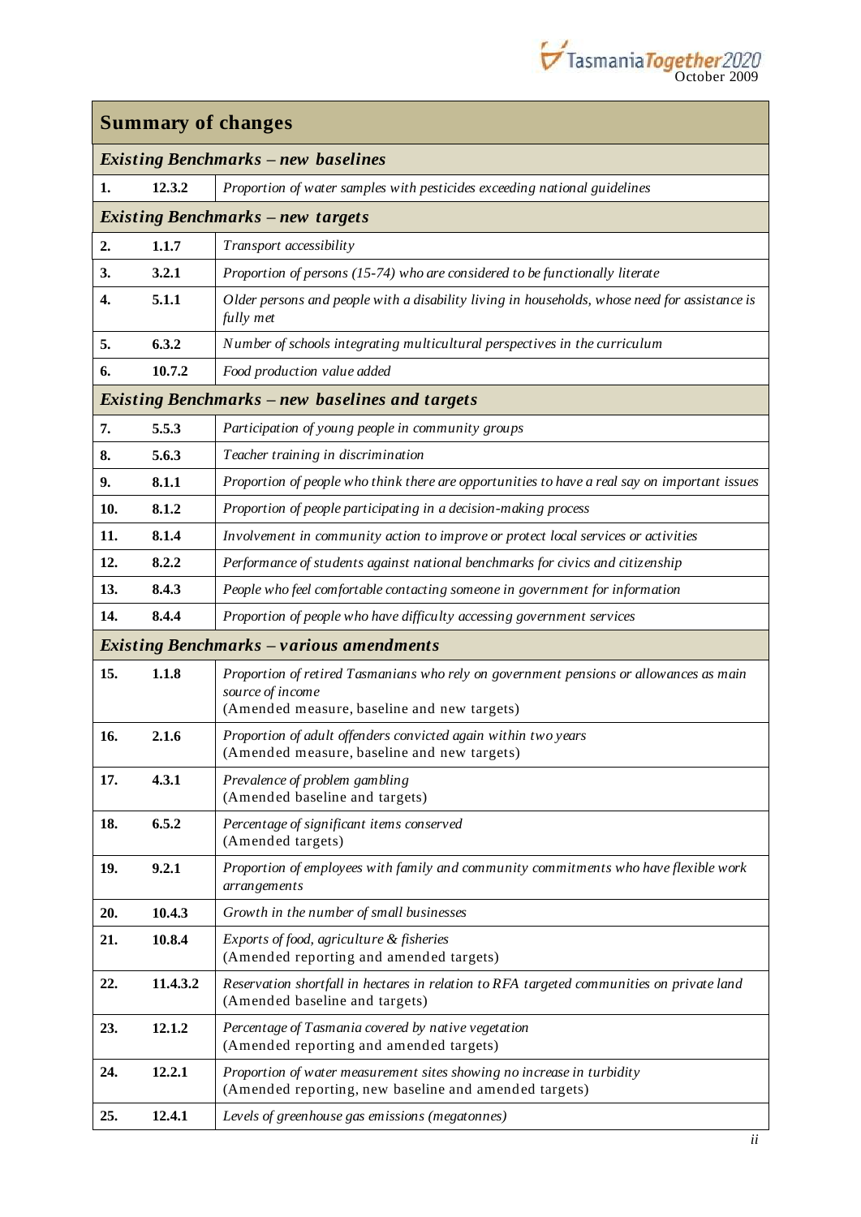## Summary of changes

| | | |
|---|---|---|
| ***Existing Benchmarks – new baselines*** | | |
| **1.** | **12.3.2** | *Proportion of water samples with pesticides exceeding national guidelines* |
| ***Existing Benchmarks – new targets*** | | |
| **2.** | **1.1.7** | *Transport accessibility* |
| **3.** | **3.2.1** | *Proportion of persons (15-74) who are considered to be functionally literate* |
| **4.** | **5.1.1** | *Older persons and people with a disability living in households, whose need for assistance is fully met* |
| **5.** | **6.3.2** | *Number of schools integrating multicultural perspectives in the curriculum* |
| **6.** | **10.7.2** | *Food production value added* |
| ***Existing Benchmarks – new baselines and targets*** | | |
| **7.** | **5.5.3** | *Participation of young people in community groups* |
| **8.** | **5.6.3** | *Teacher training in discrimination* |
| **9.** | **8.1.1** | *Proportion of people who think there are opportunities to have a real say on important issues* |
| **10.** | **8.1.2** | *Proportion of people participating in a decision-making process* |
| **11.** | **8.1.4** | *Involvement in community action to improve or protect local services or activities* |
| **12.** | **8.2.2** | *Performance of students against national benchmarks for civics and citizenship* |
| **13.** | **8.4.3** | *People who feel comfortable contacting someone in government for information* |
| **14.** | **8.4.4** | *Proportion of people who have difficulty accessing government services* |
| ***Existing Benchmarks – various amendments*** | | |
| **15.** | **1.1.8** | *Proportion of retired Tasmanians who rely on government pensions or allowances as main source of income* (Amended measure, baseline and new targets) |
| **16.** | **2.1.6** | *Proportion of adult offenders convicted again within two years* (Amended measure, baseline and new targets) |
| **17.** | **4.3.1** | *Prevalence of problem gambling* (Amended baseline and targets) |
| **18.** | **6.5.2** | *Percentage of significant items conserved* (Amended targets) |
| **19.** | **9.2.1** | *Proportion of employees with family and community commitments who have flexible work arrangements* |
| **20.** | **10.4.3** | *Growth in the number of small businesses* |
| **21.** | **10.8.4** | *Exports of food, agriculture & fisheries* (Amended reporting and amended targets) |
| **22.** | **11.4.3.2** | *Reservation shortfall in hectares in relation to RFA targeted communities on private land* (Amended baseline and targets) |
| **23.** | **12.1.2** | *Percentage of Tasmania covered by native vegetation* (Amended reporting and amended targets) |
| **24.** | **12.2.1** | *Proportion of water measurement sites showing no increase in turbidity* (Amended reporting, new baseline and amended targets) |
| **25.** | **12.4.1** | *Levels of greenhouse gas emissions (megatonnes)* |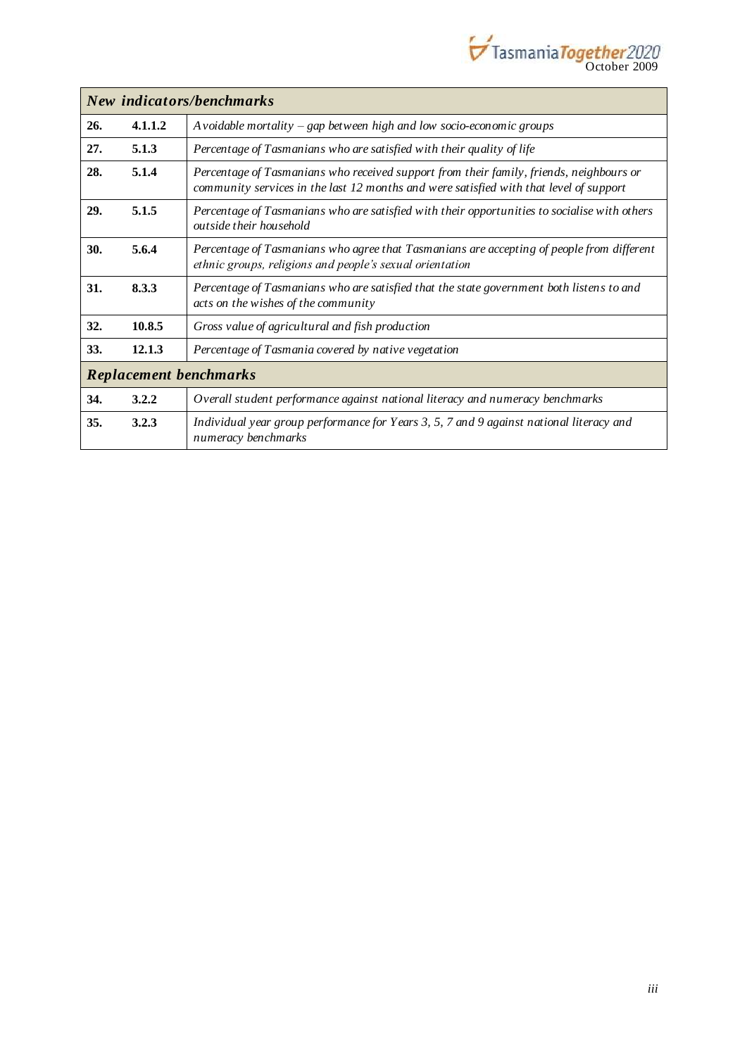| | | |
|---|---|---|
| ***New indicators/benchmarks*** | | |
| **26.** | **4.1.1.2** | *Avoidable mortality – gap between high and low socio-economic groups* |
| **27.** | **5.1.3** | *Percentage of Tasmanians who are satisfied with their quality of life* |
| **28.** | **5.1.4** | *Percentage of Tasmanians who received support from their family, friends, neighbours or community services in the last 12 months and were satisfied with that level of support* |
| **29.** | **5.1.5** | *Percentage of Tasmanians who are satisfied with their opportunities to socialise with others outside their household* |
| **30.** | **5.6.4** | *Percentage of Tasmanians who agree that Tasmanians are accepting of people from different ethnic groups, religions and people's sexual orientation* |
| **31.** | **8.3.3** | *Percentage of Tasmanians who are satisfied that the state government both listens to and acts on the wishes of the community* |
| **32.** | **10.8.5** | *Gross value of agricultural and fish production* |
| **33.** | **12.1.3** | *Percentage of Tasmania covered by native vegetation* |
| ***Replacement benchmarks*** | | |
| **34.** | **3.2.2** | *Overall student performance against national literacy and numeracy benchmarks* |
| **35.** | **3.2.3** | *Individual year group performance for Years 3, 5, 7 and 9 against national literacy and numeracy benchmarks* |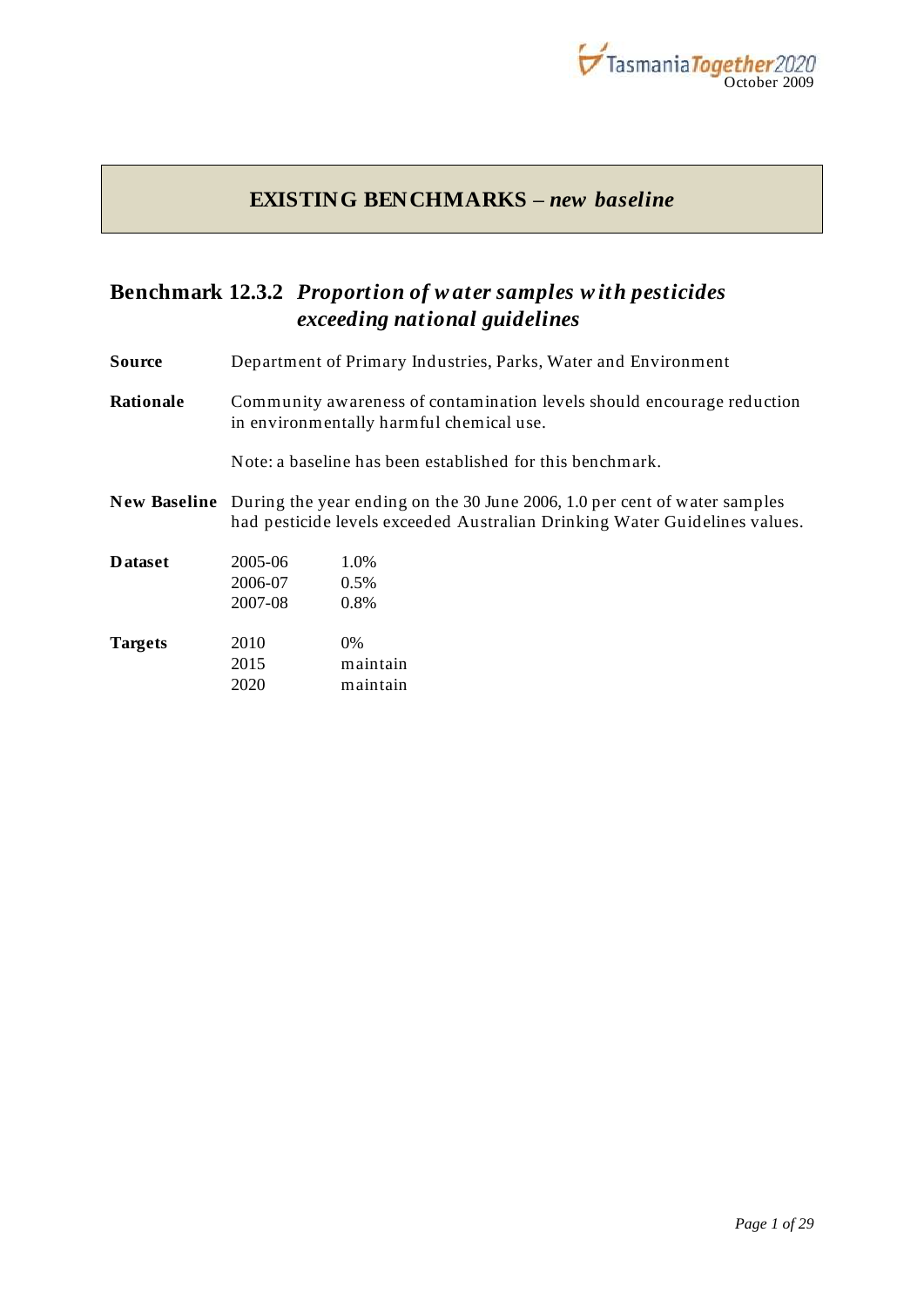## EXISTING BENCHMARKS – *new baseline*

## Benchmark 12.3.2 *Proportion of water samples with pesticides exceeding national guidelines*

**Source** Department of Primary Industries, Parks, Water and Environment

**Rationale** Community awareness of contamination levels should encourage reduction in environmentally harmful chemical use.

Note: a baseline has been established for this benchmark.

**New Baseline** During the year ending on the 30 June 2006, 1.0 per cent of water samples had pesticide levels exceeded Australian Drinking Water Guidelines values.

**Dataset**

| | |
|---|---|
| 2005-06 | 1.0% |
| 2006-07 | 0.5% |
| 2007-08 | 0.8% |

**Targets**

| | |
|---|---|
| 2010 | 0% |
| 2015 | maintain |
| 2020 | maintain |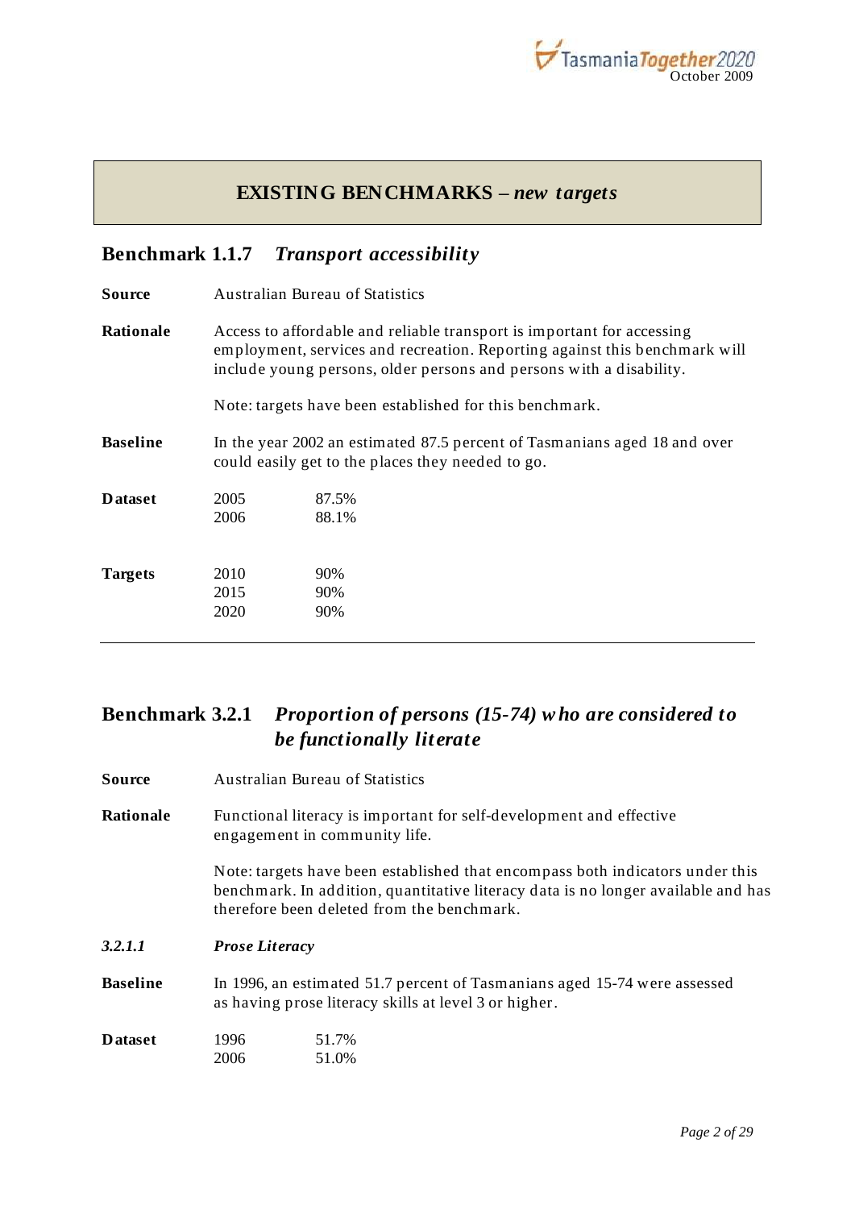## EXISTING BENCHMARKS – *new targets*

## Benchmark 1.1.7 *Transport accessibility*

**Source** Australian Bureau of Statistics

**Rationale** Access to affordable and reliable transport is important for accessing employment, services and recreation. Reporting against this benchmark will include young persons, older persons and persons with a disability.

Note: targets have been established for this benchmark.

**Baseline** In the year 2002 an estimated 87.5 percent of Tasmanians aged 18 and over could easily get to the places they needed to go.

**Dataset**

| | |
|---|---|
| 2005 | 87.5% |
| 2006 | 88.1% |

**Targets**

| | |
|---|---|
| 2010 | 90% |
| 2015 | 90% |
| 2020 | 90% |

---

## Benchmark 3.2.1 *Proportion of persons (15-74) who are considered to be functionally literate*

**Source** Australian Bureau of Statistics

**Rationale** Functional literacy is important for self-development and effective engagement in community life.

Note: targets have been established that encompass both indicators under this benchmark. In addition, quantitative literacy data is no longer available and has therefore been deleted from the benchmark.

### *3.2.1.1 Prose Literacy*

**Baseline** In 1996, an estimated 51.7 percent of Tasmanians aged 15-74 were assessed as having prose literacy skills at level 3 or higher.

**Dataset**

| | |
|---|---|
| 1996 | 51.7% |
| 2006 | 51.0% |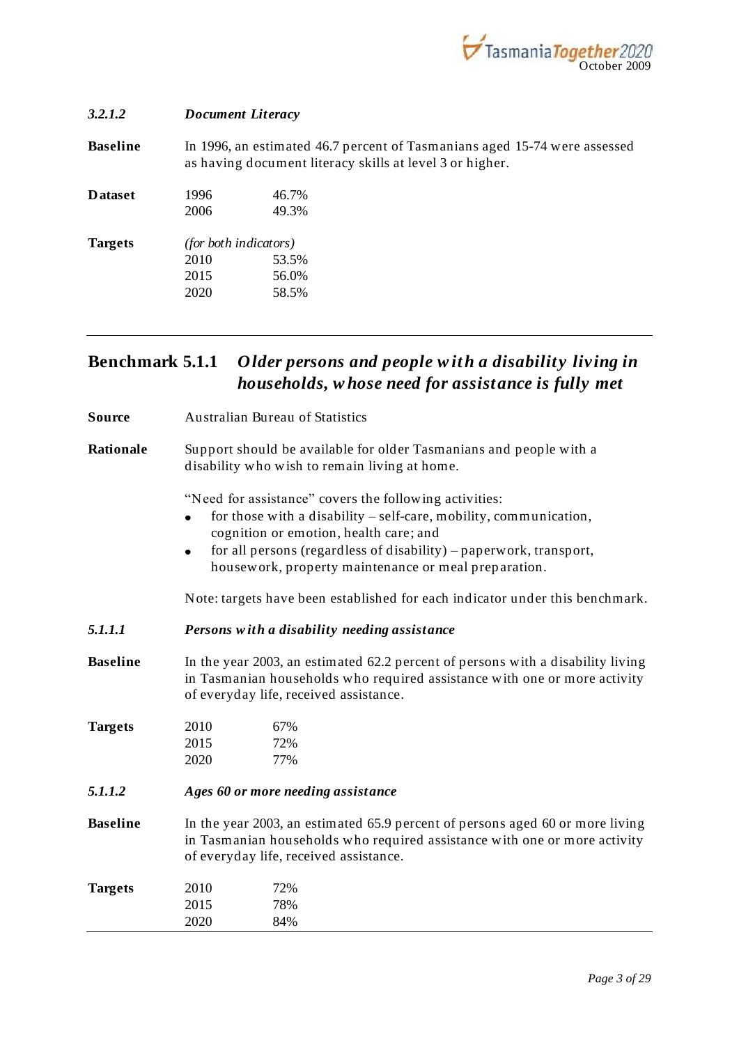### *3.2.1.2 Document Literacy*

**Baseline** In 1996, an estimated 46.7 percent of Tasmanians aged 15-74 were assessed as having document literacy skills at level 3 or higher.

**Dataset**

| | |
|---|---|
| 1996 | 46.7% |
| 2006 | 49.3% |

**Targets** *(for both indicators)*

| | |
|---|---|
| 2010 | 53.5% |
| 2015 | 56.0% |
| 2020 | 58.5% |

---

## Benchmark 5.1.1 *Older persons and people with a disability living in households, whose need for assistance is fully met*

**Source** Australian Bureau of Statistics

**Rationale** Support should be available for older Tasmanians and people with a disability who wish to remain living at home.

"Need for assistance" covers the following activities:

- for those with a disability – self-care, mobility, communication, cognition or emotion, health care; and
- for all persons (regardless of disability) – paperwork, transport, housework, property maintenance or meal preparation.

Note: targets have been established for each indicator under this benchmark.

### *5.1.1.1 Persons with a disability needing assistance*

**Baseline** In the year 2003, an estimated 62.2 percent of persons with a disability living in Tasmanian households who required assistance with one or more activity of everyday life, received assistance.

**Targets**

| | |
|---|---|
| 2010 | 67% |
| 2015 | 72% |
| 2020 | 77% |

### *5.1.1.2 Ages 60 or more needing assistance*

**Baseline** In the year 2003, an estimated 65.9 percent of persons aged 60 or more living in Tasmanian households who required assistance with one or more activity of everyday life, received assistance.

**Targets**

| | |
|---|---|
| 2010 | 72% |
| 2015 | 78% |
| 2020 | 84% |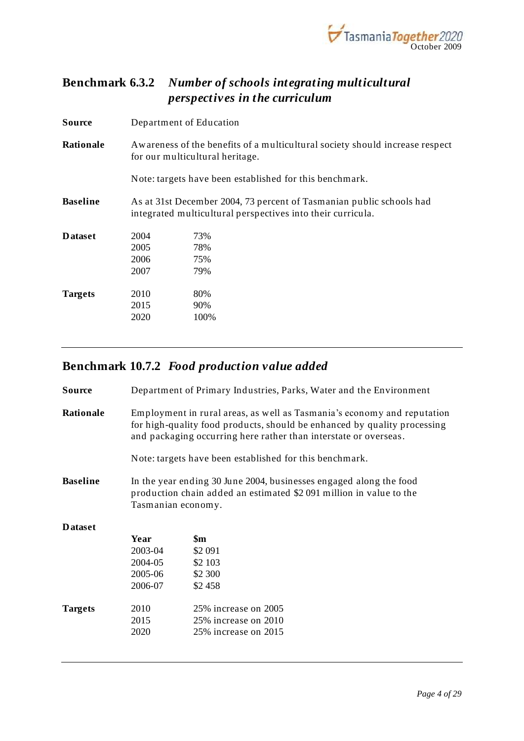## Benchmark 6.3.2 *Number of schools integrating multicultural perspectives in the curriculum*

**Source** Department of Education

**Rationale** Awareness of the benefits of a multicultural society should increase respect for our multicultural heritage.

Note: targets have been established for this benchmark.

**Baseline** As at 31st December 2004, 73 percent of Tasmanian public schools had integrated multicultural perspectives into their curricula.

**Dataset**

| Year | % |
|---|---|
| 2004 | 73% |
| 2005 | 78% |
| 2006 | 75% |
| 2007 | 79% |

**Targets**

| Year | Target |
|---|---|
| 2010 | 80% |
| 2015 | 90% |
| 2020 | 100% |

---

## Benchmark 10.7.2 *Food production value added*

**Source** Department of Primary Industries, Parks, Water and the Environment

**Rationale** Employment in rural areas, as well as Tasmania's economy and reputation for high-quality food products, should be enhanced by quality processing and packaging occurring here rather than interstate or overseas.

Note: targets have been established for this benchmark.

**Baseline** In the year ending 30 June 2004, businesses engaged along the food production chain added an estimated $2 091 million in value to the Tasmanian economy.

**Dataset**

| Year | $m |
|---|---|
| 2003-04 | $2 091 |
| 2004-05 | $2 103 |
| 2005-06 | $2 300 |
| 2006-07 | $2 458 |

**Targets**

| Year | Target |
|---|---|
| 2010 | 25% increase on 2005 |
| 2015 | 25% increase on 2010 |
| 2020 | 25% increase on 2015 |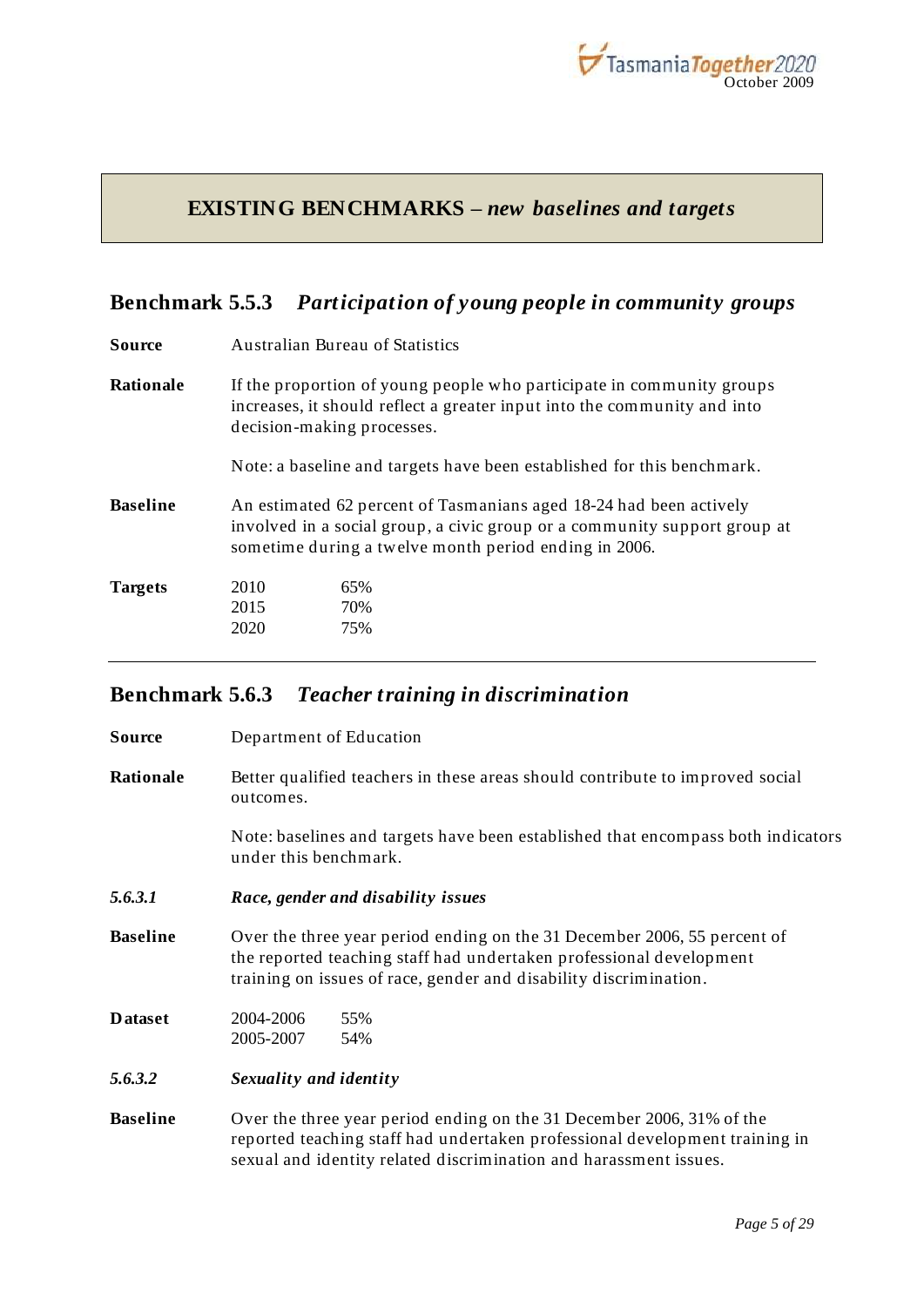## EXISTING BENCHMARKS – *new baselines and targets*

### Benchmark 5.5.3 *Participation of young people in community groups*

**Source** Australian Bureau of Statistics

**Rationale** If the proportion of young people who participate in community groups increases, it should reflect a greater input into the community and into decision-making processes.

Note: a baseline and targets have been established for this benchmark.

**Baseline** An estimated 62 percent of Tasmanians aged 18-24 had been actively involved in a social group, a civic group or a community support group at sometime during a twelve month period ending in 2006.

**Targets**

| Year | Target |
|---|---|
| 2010 | 65% |
| 2015 | 70% |
| 2020 | 75% |

---

### Benchmark 5.6.3 *Teacher training in discrimination*

**Source** Department of Education

**Rationale** Better qualified teachers in these areas should contribute to improved social outcomes.

Note: baselines and targets have been established that encompass both indicators under this benchmark.

***5.6.3.1*** ***Race, gender and disability issues***

**Baseline** Over the three year period ending on the 31 December 2006, 55 percent of the reported teaching staff had undertaken professional development training on issues of race, gender and disability discrimination.

**Dataset**

| Period | Value |
|---|---|
| 2004-2006 | 55% |
| 2005-2007 | 54% |

***5.6.3.2*** ***Sexuality and identity***

**Baseline** Over the three year period ending on the 31 December 2006, 31% of the reported teaching staff had undertaken professional development training in sexual and identity related discrimination and harassment issues.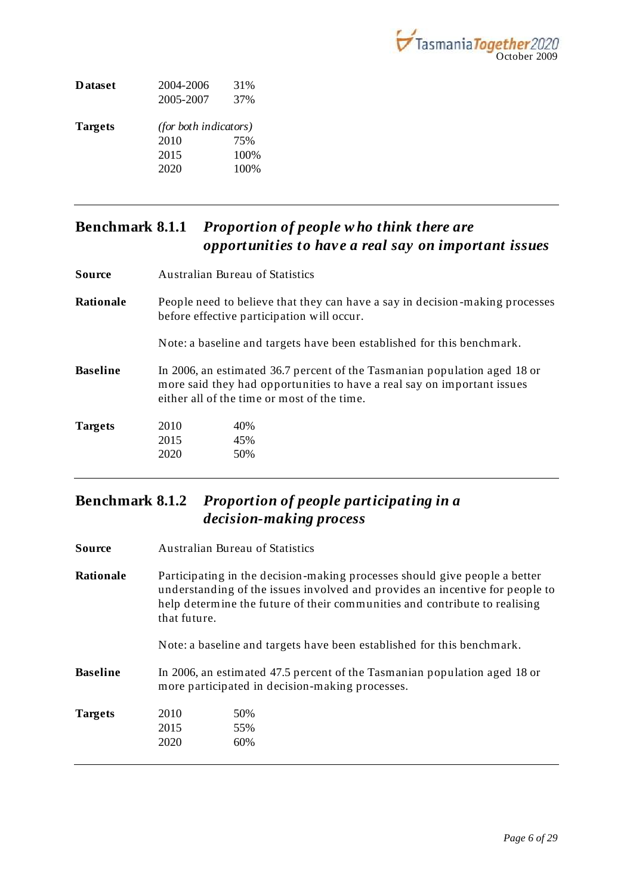**Dataset**

| | |
|---|---|
| 2004-2006 | 31% |
| 2005-2007 | 37% |

**Targets**

*(for both indicators)*

| | |
|---|---|
| 2010 | 75% |
| 2015 | 100% |
| 2020 | 100% |

---

## Benchmark 8.1.1 *Proportion of people who think there are opportunities to have a real say on important issues*

**Source**

Australian Bureau of Statistics

**Rationale**

People need to believe that they can have a say in decision-making processes before effective participation will occur.

Note: a baseline and targets have been established for this benchmark.

**Baseline**

In 2006, an estimated 36.7 percent of the Tasmanian population aged 18 or more said they had opportunities to have a real say on important issues either all of the time or most of the time.

**Targets**

| | |
|---|---|
| 2010 | 40% |
| 2015 | 45% |
| 2020 | 50% |

---

## Benchmark 8.1.2 *Proportion of people participating in a decision-making process*

**Source**

Australian Bureau of Statistics

**Rationale**

Participating in the decision-making processes should give people a better understanding of the issues involved and provides an incentive for people to help determine the future of their communities and contribute to realising that future.

Note: a baseline and targets have been established for this benchmark.

**Baseline**

In 2006, an estimated 47.5 percent of the Tasmanian population aged 18 or more participated in decision-making processes.

**Targets**

| | |
|---|---|
| 2010 | 50% |
| 2015 | 55% |
| 2020 | 60% |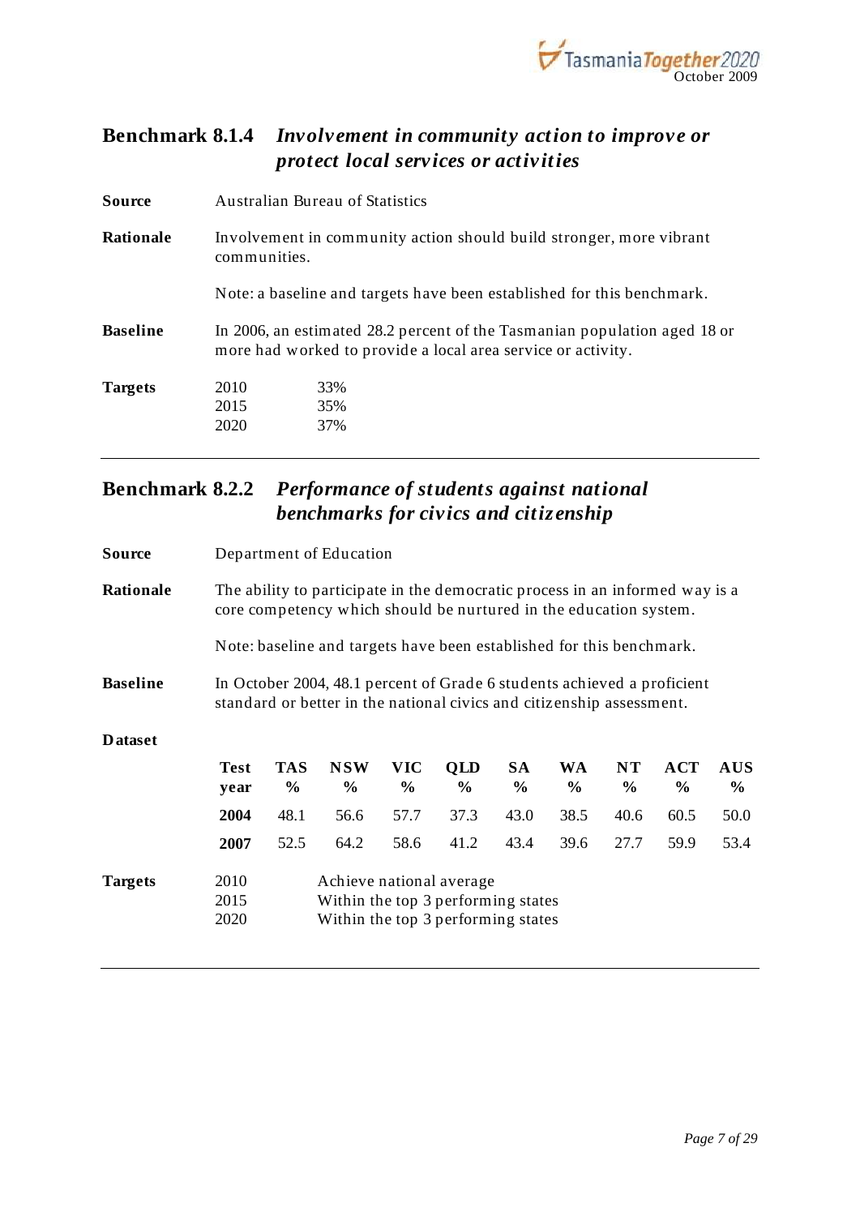## Benchmark 8.1.4 *Involvement in community action to improve or protect local services or activities*

**Source** Australian Bureau of Statistics

**Rationale** Involvement in community action should build stronger, more vibrant communities.

Note: a baseline and targets have been established for this benchmark.

**Baseline** In 2006, an estimated 28.2 percent of the Tasmanian population aged 18 or more had worked to provide a local area service or activity.

**Targets**

| | |
|---|---|
| 2010 | 33% |
| 2015 | 35% |
| 2020 | 37% |

---

## Benchmark 8.2.2 *Performance of students against national benchmarks for civics and citizenship*

**Source** Department of Education

**Rationale** The ability to participate in the democratic process in an informed way is a core competency which should be nurtured in the education system.

Note: baseline and targets have been established for this benchmark.

**Baseline** In October 2004, 48.1 percent of Grade 6 students achieved a proficient standard or better in the national civics and citizenship assessment.

**Dataset**

| Test year | TAS % | NSW % | VIC % | QLD % | SA % | WA % | NT % | ACT % | AUS % |
|---|---|---|---|---|---|---|---|---|---|
| **2004** | 48.1 | 56.6 | 57.7 | 37.3 | 43.0 | 38.5 | 40.6 | 60.5 | 50.0 |
| **2007** | 52.5 | 64.2 | 58.6 | 41.2 | 43.4 | 39.6 | 27.7 | 59.9 | 53.4 |

**Targets**

| | |
|---|---|
| 2010 | Achieve national average |
| 2015 | Within the top 3 performing states |
| 2020 | Within the top 3 performing states |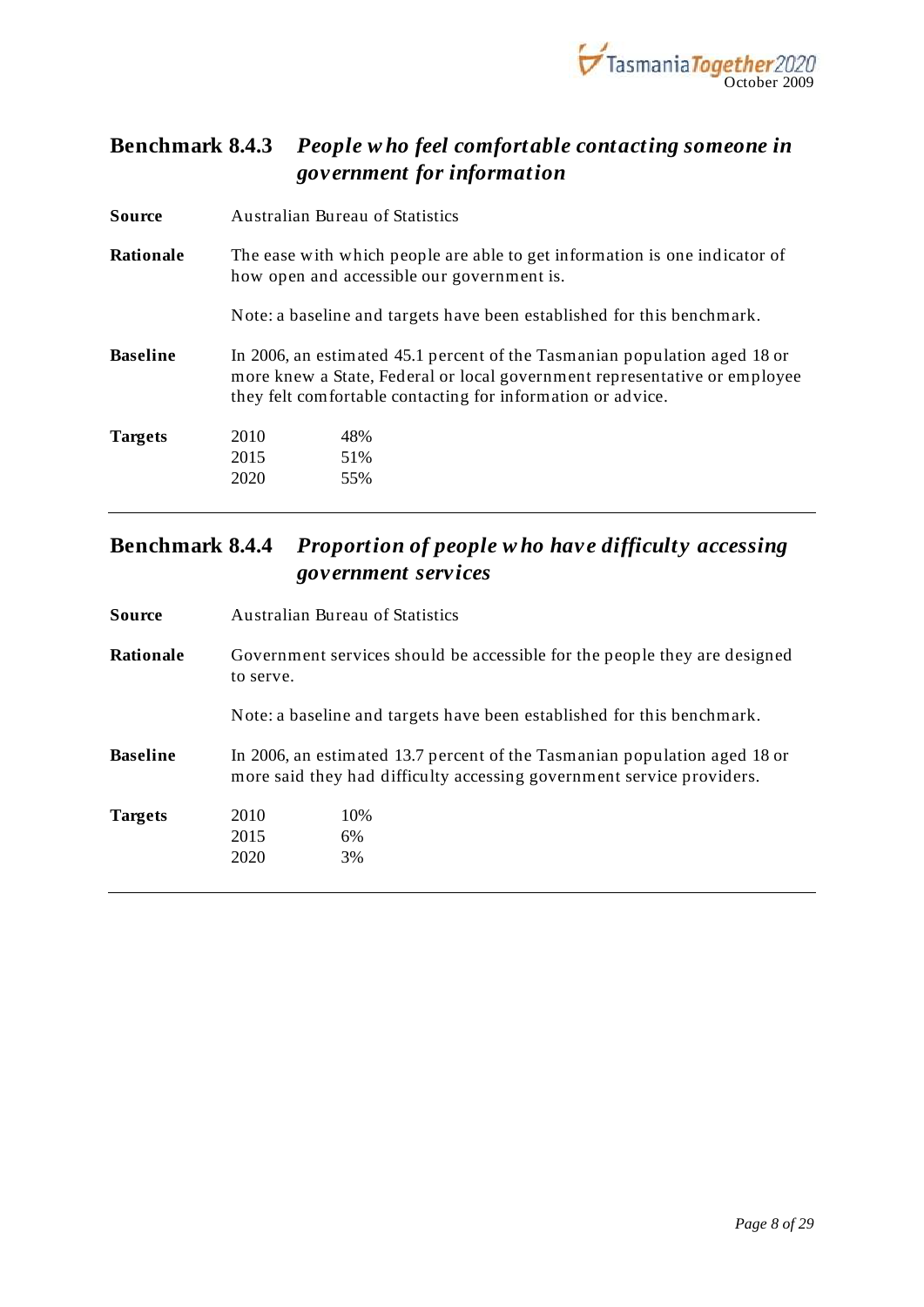## Benchmark 8.4.3 *People who feel comfortable contacting someone in government for information*

**Source** Australian Bureau of Statistics

**Rationale** The ease with which people are able to get information is one indicator of how open and accessible our government is.

Note: a baseline and targets have been established for this benchmark.

**Baseline** In 2006, an estimated 45.1 percent of the Tasmanian population aged 18 or more knew a State, Federal or local government representative or employee they felt comfortable contacting for information or advice.

**Targets**

| | |
|---|---|
| 2010 | 48% |
| 2015 | 51% |
| 2020 | 55% |

---

## Benchmark 8.4.4 *Proportion of people who have difficulty accessing government services*

**Source** Australian Bureau of Statistics

**Rationale** Government services should be accessible for the people they are designed to serve.

Note: a baseline and targets have been established for this benchmark.

**Baseline** In 2006, an estimated 13.7 percent of the Tasmanian population aged 18 or more said they had difficulty accessing government service providers.

**Targets**

| | |
|---|---|
| 2010 | 10% |
| 2015 | 6% |
| 2020 | 3% |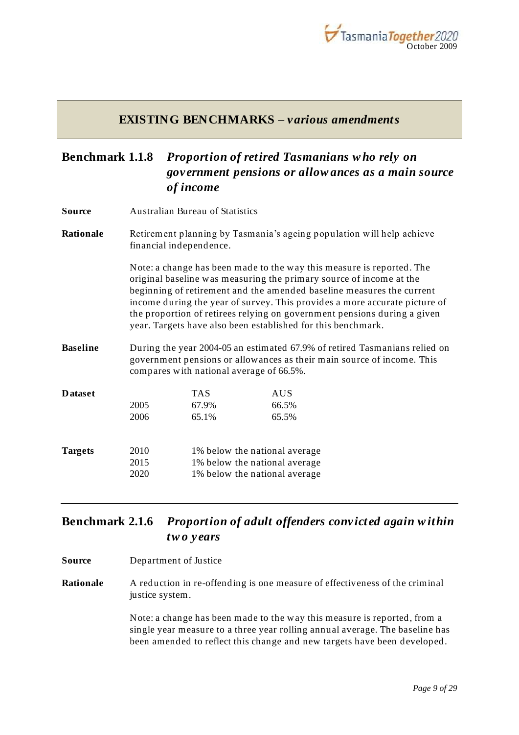## EXISTING BENCHMARKS – *various amendments*

### Benchmark 1.1.8 *Proportion of retired Tasmanians who rely on government pensions or allowances as a main source of income*

**Source** Australian Bureau of Statistics

**Rationale** Retirement planning by Tasmania's ageing population will help achieve financial independence.

Note: a change has been made to the way this measure is reported. The original baseline was measuring the primary source of income at the beginning of retirement and the amended baseline measures the current income during the year of survey. This provides a more accurate picture of the proportion of retirees relying on government pensions during a given year. Targets have also been established for this benchmark.

**Baseline** During the year 2004-05 an estimated 67.9% of retired Tasmanians relied on government pensions or allowances as their main source of income. This compares with national average of 66.5%.

**Dataset**

| | TAS | AUS |
|---|---|---|
| 2005 | 67.9% | 66.5% |
| 2006 | 65.1% | 65.5% |

**Targets**

| | |
|---|---|
| 2010 | 1% below the national average |
| 2015 | 1% below the national average |
| 2020 | 1% below the national average |

---

### Benchmark 2.1.6 *Proportion of adult offenders convicted again within two years*

**Source** Department of Justice

**Rationale** A reduction in re-offending is one measure of effectiveness of the criminal justice system.

Note: a change has been made to the way this measure is reported, from a single year measure to a three year rolling annual average. The baseline has been amended to reflect this change and new targets have been developed.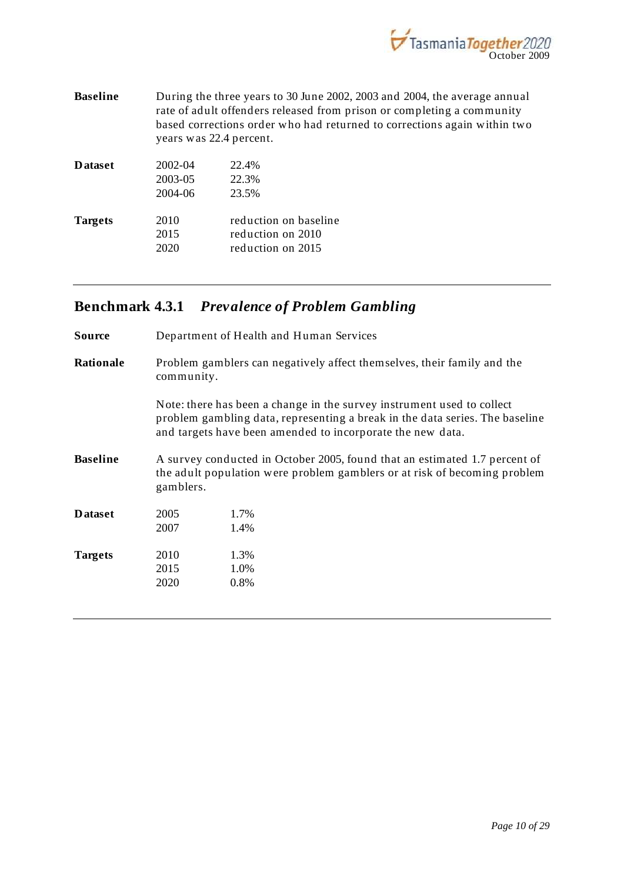**Baseline** During the three years to 30 June 2002, 2003 and 2004, the average annual rate of adult offenders released from prison or completing a community based corrections order who had returned to corrections again within two years was 22.4 percent.

**Dataset**

| | |
|---|---|
| 2002-04 | 22.4% |
| 2003-05 | 22.3% |
| 2004-06 | 23.5% |

**Targets**

| | |
|---|---|
| 2010 | reduction on baseline |
| 2015 | reduction on 2010 |
| 2020 | reduction on 2015 |

---

## Benchmark 4.3.1 *Prevalence of Problem Gambling*

**Source** Department of Health and Human Services

**Rationale** Problem gamblers can negatively affect themselves, their family and the community.

Note: there has been a change in the survey instrument used to collect problem gambling data, representing a break in the data series. The baseline and targets have been amended to incorporate the new data.

**Baseline** A survey conducted in October 2005, found that an estimated 1.7 percent of the adult population were problem gamblers or at risk of becoming problem gamblers.

**Dataset**

| | |
|---|---|
| 2005 | 1.7% |
| 2007 | 1.4% |

**Targets**

| | |
|---|---|
| 2010 | 1.3% |
| 2015 | 1.0% |
| 2020 | 0.8% |

---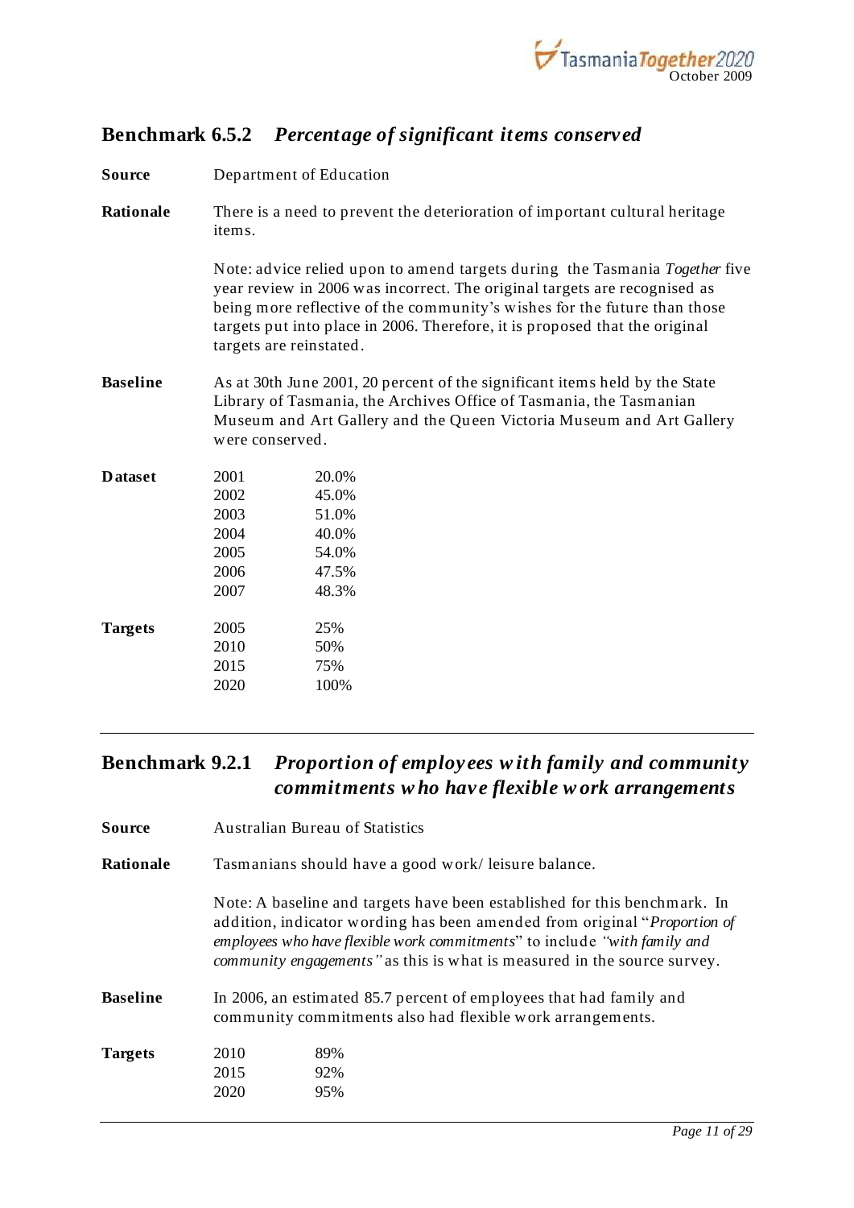## Benchmark 6.5.2 *Percentage of significant items conserved*

**Source** Department of Education

**Rationale** There is a need to prevent the deterioration of important cultural heritage items.

Note: advice relied upon to amend targets during the Tasmania *Together* five year review in 2006 was incorrect. The original targets are recognised as being more reflective of the community's wishes for the future than those targets put into place in 2006. Therefore, it is proposed that the original targets are reinstated.

**Baseline** As at 30th June 2001, 20 percent of the significant items held by the State Library of Tasmania, the Archives Office of Tasmania, the Tasmanian Museum and Art Gallery and the Queen Victoria Museum and Art Gallery were conserved.

**Dataset**

| Year | Value |
|---|---|
| 2001 | 20.0% |
| 2002 | 45.0% |
| 2003 | 51.0% |
| 2004 | 40.0% |
| 2005 | 54.0% |
| 2006 | 47.5% |
| 2007 | 48.3% |

**Targets**

| Year | Target |
|---|---|
| 2005 | 25% |
| 2010 | 50% |
| 2015 | 75% |
| 2020 | 100% |

---

## Benchmark 9.2.1 *Proportion of employees with family and community commitments who have flexible work arrangements*

**Source** Australian Bureau of Statistics

**Rationale** Tasmanians should have a good work/ leisure balance.

Note: A baseline and targets have been established for this benchmark. In addition, indicator wording has been amended from original "*Proportion of employees who have flexible work commitments*" to include *"with family and community engagements"* as this is what is measured in the source survey.

**Baseline** In 2006, an estimated 85.7 percent of employees that had family and community commitments also had flexible work arrangements.

**Targets**

| Year | Target |
|---|---|
| 2010 | 89% |
| 2015 | 92% |
| 2020 | 95% |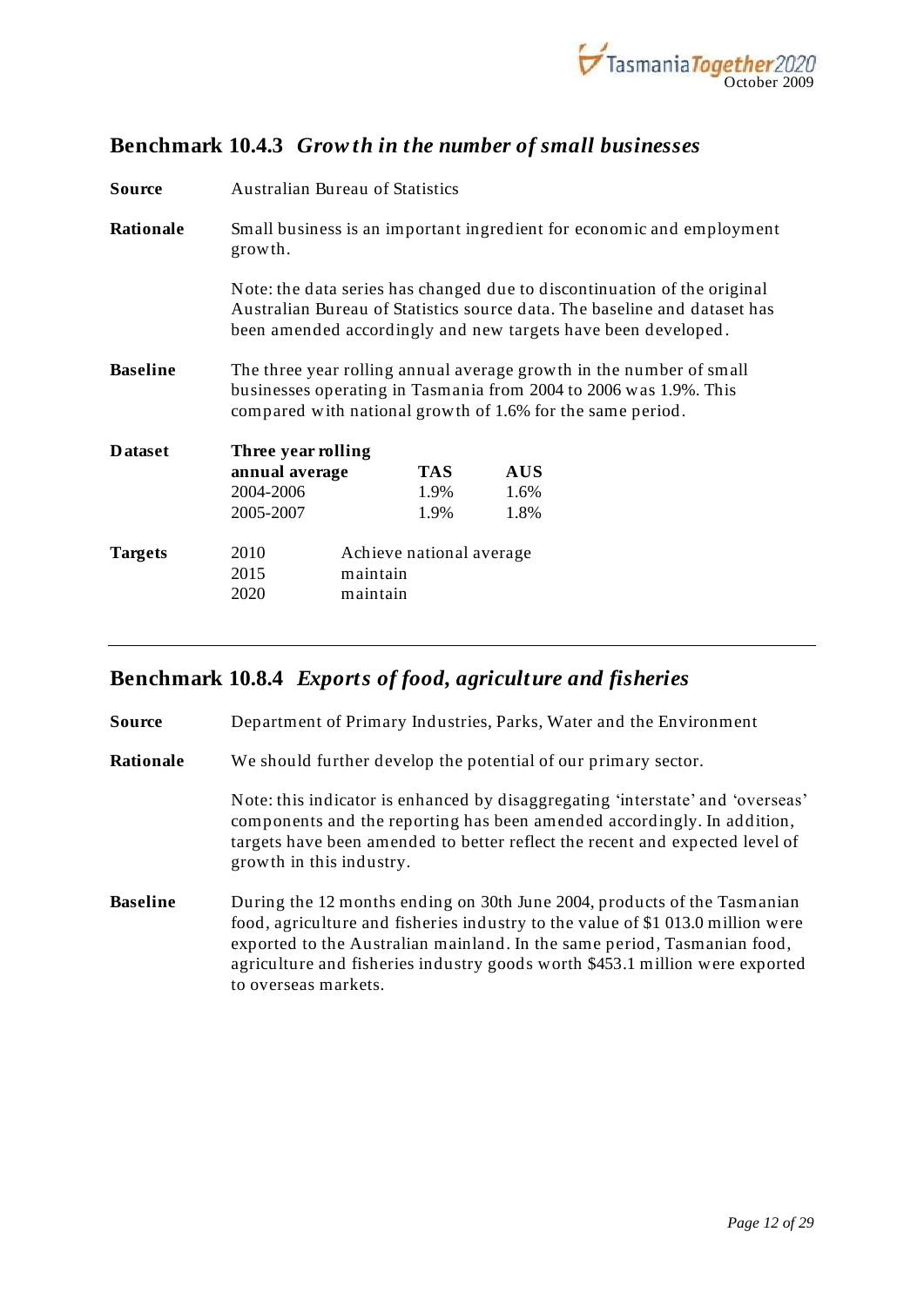## Benchmark 10.4.3 *Growth in the number of small businesses*

**Source** Australian Bureau of Statistics

**Rationale** Small business is an important ingredient for economic and employment growth.

Note: the data series has changed due to discontinuation of the original Australian Bureau of Statistics source data. The baseline and dataset has been amended accordingly and new targets have been developed.

**Baseline** The three year rolling annual average growth in the number of small businesses operating in Tasmania from 2004 to 2006 was 1.9%. This compared with national growth of 1.6% for the same period.

**Dataset**

| Three year rolling annual average | TAS | AUS |
|---|---|---|
| 2004-2006 | 1.9% | 1.6% |
| 2005-2007 | 1.9% | 1.8% |

**Targets**

| | |
|---|---|
| 2010 | Achieve national average |
| 2015 | maintain |
| 2020 | maintain |

---

## Benchmark 10.8.4 *Exports of food, agriculture and fisheries*

**Source** Department of Primary Industries, Parks, Water and the Environment

**Rationale** We should further develop the potential of our primary sector.

Note: this indicator is enhanced by disaggregating 'interstate' and 'overseas' components and the reporting has been amended accordingly. In addition, targets have been amended to better reflect the recent and expected level of growth in this industry.

**Baseline** During the 12 months ending on 30th June 2004, products of the Tasmanian food, agriculture and fisheries industry to the value of $1 013.0 million were exported to the Australian mainland. In the same period, Tasmanian food, agriculture and fisheries industry goods worth $453.1 million were exported to overseas markets.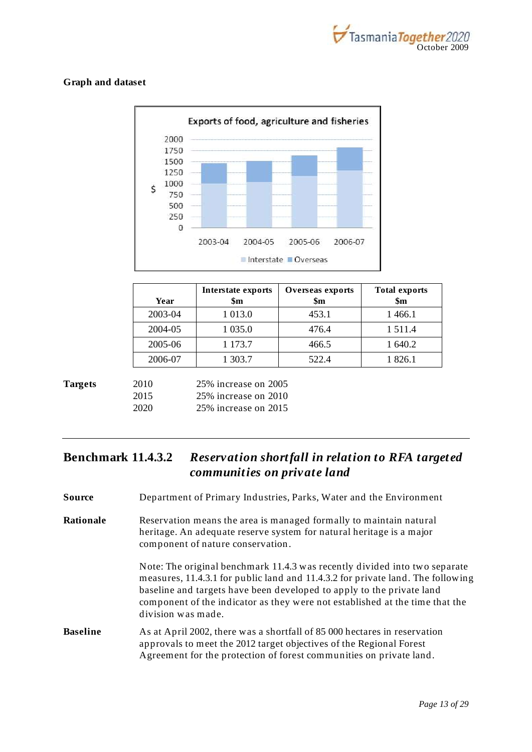**Graph and dataset**

| Year | Interstate exports $m | Overseas exports $m | Total exports $m |
|---|---|---|---|
| 2003-04 | 1 013.0 | 453.1 | 1 466.1 |
| 2004-05 | 1 035.0 | 476.4 | 1 511.4 |
| 2005-06 | 1 173.7 | 466.5 | 1 640.2 |
| 2006-07 | 1 303.7 | 522.4 | 1 826.1 |

**Targets**

| | |
|---|---|
| 2010 | 25% increase on 2005 |
| 2015 | 25% increase on 2010 |
| 2020 | 25% increase on 2015 |

---

## Benchmark 11.4.3.2 *Reservation shortfall in relation to RFA targeted communities on private land*

**Source** Department of Primary Industries, Parks, Water and the Environment

**Rationale** Reservation means the area is managed formally to maintain natural heritage. An adequate reserve system for natural heritage is a major component of nature conservation.

Note: The original benchmark 11.4.3 was recently divided into two separate measures, 11.4.3.1 for public land and 11.4.3.2 for private land. The following baseline and targets have been developed to apply to the private land component of the indicator as they were not established at the time that the division was made.

**Baseline** As at April 2002, there was a shortfall of 85 000 hectares in reservation approvals to meet the 2012 target objectives of the Regional Forest Agreement for the protection of forest communities on private land.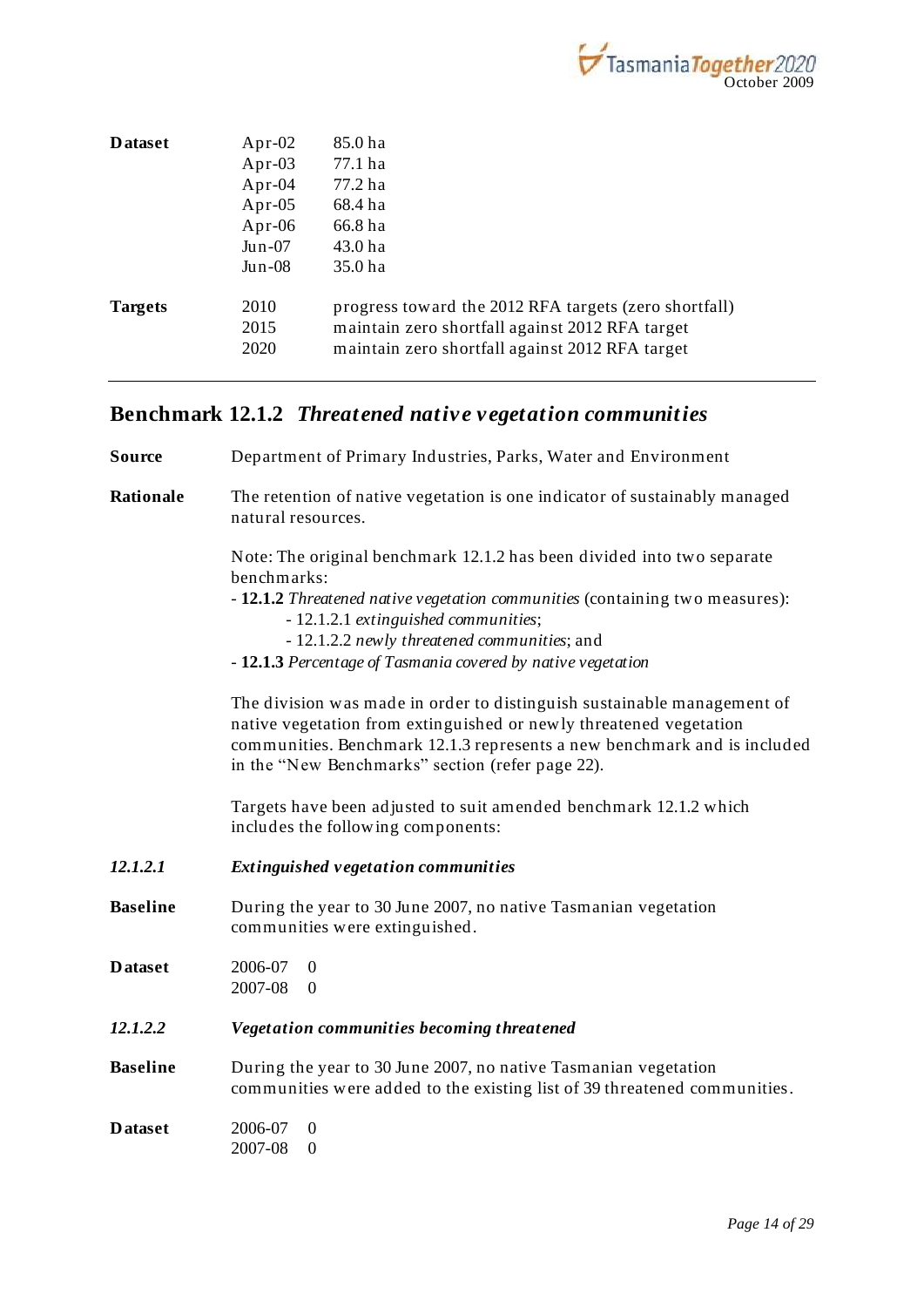| | | |
|---|---|---|
| **Dataset** | Apr-02 | 85.0 ha |
| | Apr-03 | 77.1 ha |
| | Apr-04 | 77.2 ha |
| | Apr-05 | 68.4 ha |
| | Apr-06 | 66.8 ha |
| | Jun-07 | 43.0 ha |
| | Jun-08 | 35.0 ha |
| **Targets** | 2010 | progress toward the 2012 RFA targets (zero shortfall) |
| | 2015 | maintain zero shortfall against 2012 RFA target |
| | 2020 | maintain zero shortfall against 2012 RFA target |

---

## Benchmark 12.1.2 *Threatened native vegetation communities*

**Source** Department of Primary Industries, Parks, Water and Environment

**Rationale** The retention of native vegetation is one indicator of sustainably managed natural resources.

Note: The original benchmark 12.1.2 has been divided into two separate benchmarks:

- **12.1.2** *Threatened native vegetation communities* (containing two measures):
  - 12.1.2.1 *extinguished communities*;
  - 12.1.2.2 *newly threatened communities*; and
- **12.1.3** *Percentage of Tasmania covered by native vegetation*

The division was made in order to distinguish sustainable management of native vegetation from extinguished or newly threatened vegetation communities. Benchmark 12.1.3 represents a new benchmark and is included in the "New Benchmarks" section (refer page 22).

Targets have been adjusted to suit amended benchmark 12.1.2 which includes the following components:

### *12.1.2.1* *Extinguished vegetation communities*

**Baseline** During the year to 30 June 2007, no native Tasmanian vegetation communities were extinguished.

**Dataset**

| | |
|---|---|
| 2006-07 | 0 |
| 2007-08 | 0 |

### *12.1.2.2* *Vegetation communities becoming threatened*

**Baseline** During the year to 30 June 2007, no native Tasmanian vegetation communities were added to the existing list of 39 threatened communities.

**Dataset**

| | |
|---|---|
| 2006-07 | 0 |
| 2007-08 | 0 |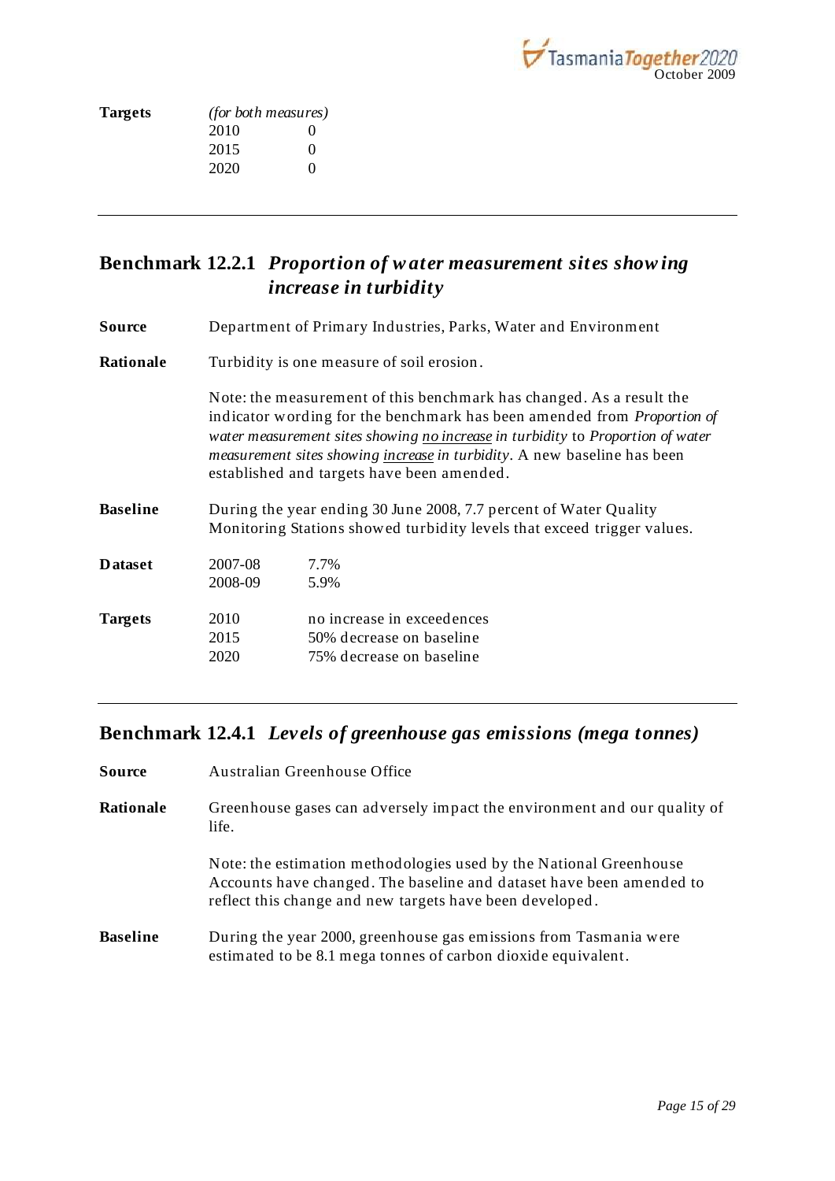**Targets** *(for both measures)*

| | |
|---|---|
| 2010 | 0 |
| 2015 | 0 |
| 2020 | 0 |

---

## Benchmark 12.2.1 *Proportion of water measurement sites showing increase in turbidity*

**Source** Department of Primary Industries, Parks, Water and Environment

**Rationale** Turbidity is one measure of soil erosion.

Note: the measurement of this benchmark has changed. As a result the indicator wording for the benchmark has been amended from *Proportion of water measurement sites showing no increase in turbidity* to *Proportion of water measurement sites showing increase in turbidity*. A new baseline has been established and targets have been amended.

**Baseline** During the year ending 30 June 2008, 7.7 percent of Water Quality Monitoring Stations showed turbidity levels that exceed trigger values.

**Dataset**

| | |
|---|---|
| 2007-08 | 7.7% |
| 2008-09 | 5.9% |

**Targets**

| | |
|---|---|
| 2010 | no increase in exceedences |
| 2015 | 50% decrease on baseline |
| 2020 | 75% decrease on baseline |

---

## Benchmark 12.4.1 *Levels of greenhouse gas emissions (mega tonnes)*

**Source** Australian Greenhouse Office

**Rationale** Greenhouse gases can adversely impact the environment and our quality of life.

Note: the estimation methodologies used by the National Greenhouse Accounts have changed. The baseline and dataset have been amended to reflect this change and new targets have been developed.

**Baseline** During the year 2000, greenhouse gas emissions from Tasmania were estimated to be 8.1 mega tonnes of carbon dioxide equivalent.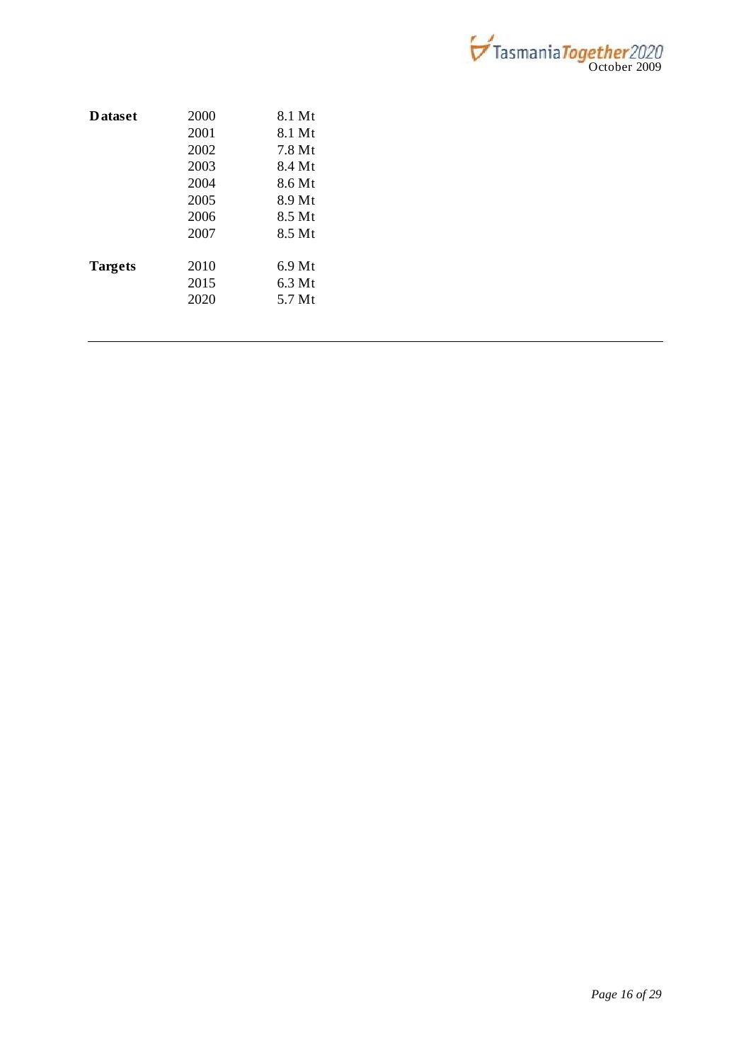| | | |
|---|---|---|
| **Dataset** | 2000 | 8.1 Mt |
| | 2001 | 8.1 Mt |
| | 2002 | 7.8 Mt |
| | 2003 | 8.4 Mt |
| | 2004 | 8.6 Mt |
| | 2005 | 8.9 Mt |
| | 2006 | 8.5 Mt |
| | 2007 | 8.5 Mt |
| **Targets** | 2010 | 6.9 Mt |
| | 2015 | 6.3 Mt |
| | 2020 | 5.7 Mt |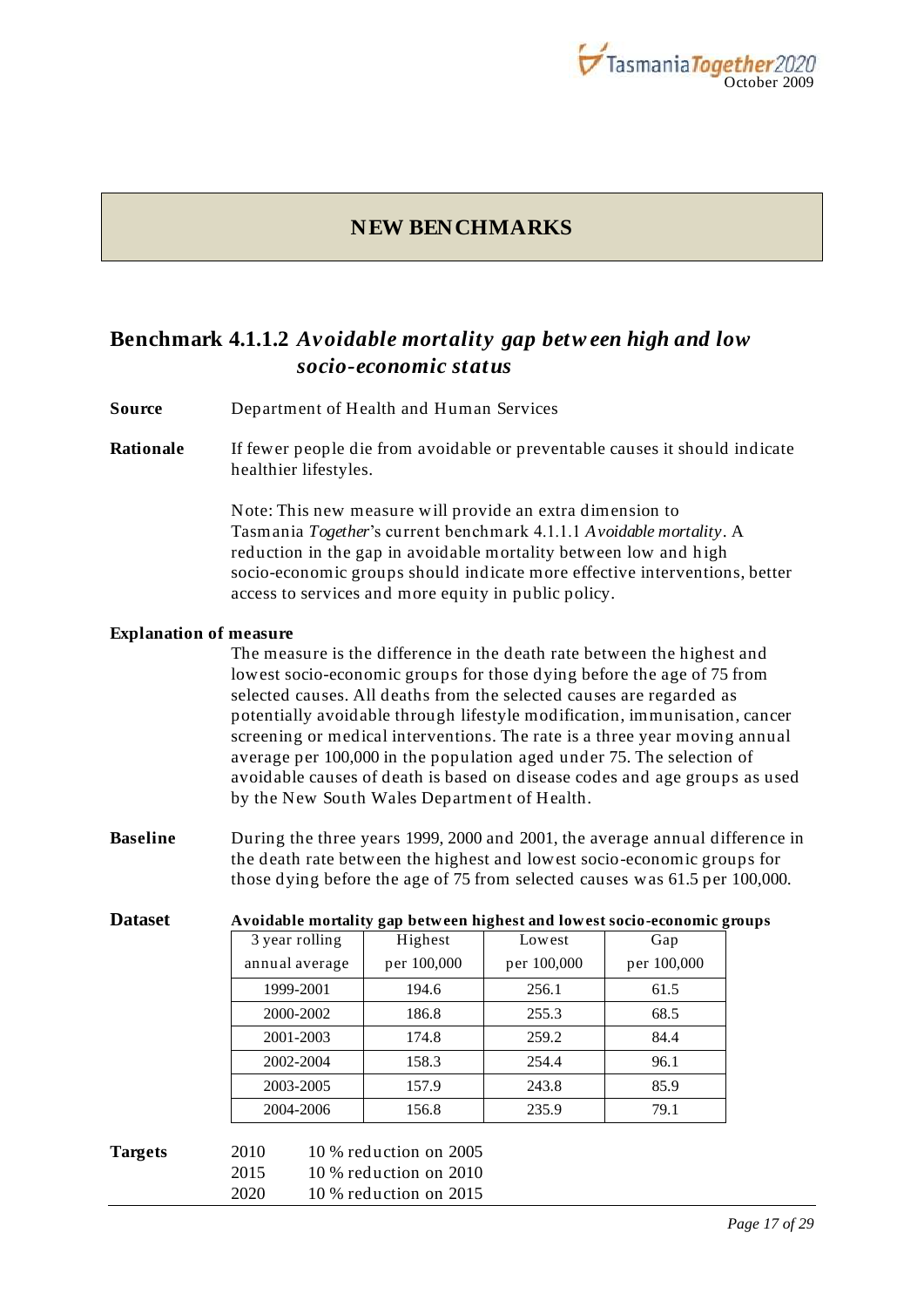## NEW BENCHMARKS

### Benchmark 4.1.1.2 *Avoidable mortality gap between high and low socio-economic status*

**Source** Department of Health and Human Services

**Rationale** If fewer people die from avoidable or preventable causes it should indicate healthier lifestyles.

Note: This new measure will provide an extra dimension to Tasmania *Together*'s current benchmark 4.1.1.1 *Avoidable mortality*. A reduction in the gap in avoidable mortality between low and high socio-economic groups should indicate more effective interventions, better access to services and more equity in public policy.

**Explanation of measure**

The measure is the difference in the death rate between the highest and lowest socio-economic groups for those dying before the age of 75 from selected causes. All deaths from the selected causes are regarded as potentially avoidable through lifestyle modification, immunisation, cancer screening or medical interventions. The rate is a three year moving annual average per 100,000 in the population aged under 75. The selection of avoidable causes of death is based on disease codes and age groups as used by the New South Wales Department of Health.

**Baseline** During the three years 1999, 2000 and 2001, the average annual difference in the death rate between the highest and lowest socio-economic groups for those dying before the age of 75 from selected causes was 61.5 per 100,000.

**Dataset**

**Avoidable mortality gap between highest and lowest socio-economic groups**

| 3 year rolling annual average | Highest per 100,000 | Lowest per 100,000 | Gap per 100,000 |
|---|---|---|---|
| 1999-2001 | 194.6 | 256.1 | 61.5 |
| 2000-2002 | 186.8 | 255.3 | 68.5 |
| 2001-2003 | 174.8 | 259.2 | 84.4 |
| 2002-2004 | 158.3 | 254.4 | 96.1 |
| 2003-2005 | 157.9 | 243.8 | 85.9 |
| 2004-2006 | 156.8 | 235.9 | 79.1 |

**Targets**

2010 10 % reduction on 2005
2015 10 % reduction on 2010
2020 10 % reduction on 2015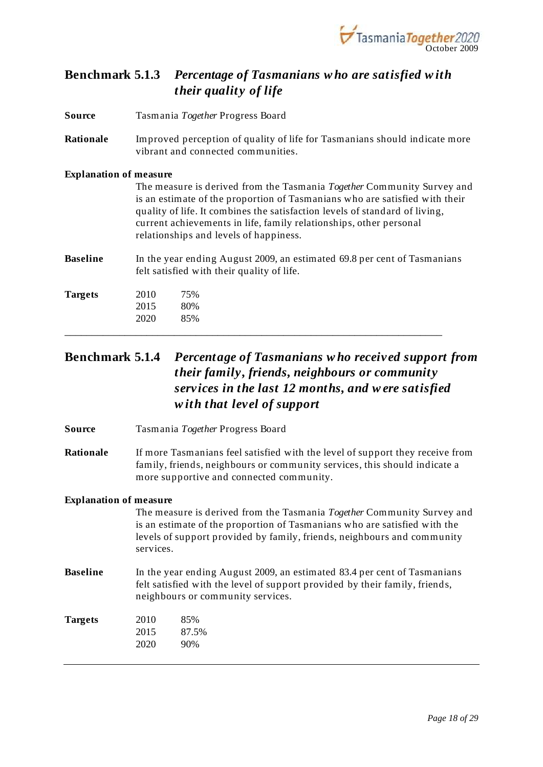## Benchmark 5.1.3 *Percentage of Tasmanians who are satisfied with their quality of life*

**Source** Tasmania *Together* Progress Board

**Rationale** Improved perception of quality of life for Tasmanians should indicate more vibrant and connected communities.

**Explanation of measure**

The measure is derived from the Tasmania *Together* Community Survey and is an estimate of the proportion of Tasmanians who are satisfied with their quality of life. It combines the satisfaction levels of standard of living, current achievements in life, family relationships, other personal relationships and levels of happiness.

**Baseline** In the year ending August 2009, an estimated 69.8 per cent of Tasmanians felt satisfied with their quality of life.

**Targets**

| | |
|---|---|
| 2010 | 75% |
| 2015 | 80% |
| 2020 | 85% |

---

## Benchmark 5.1.4 *Percentage of Tasmanians who received support from their family, friends, neighbours or community services in the last 12 months, and were satisfied with that level of support*

**Source** Tasmania *Together* Progress Board

**Rationale** If more Tasmanians feel satisfied with the level of support they receive from family, friends, neighbours or community services, this should indicate a more supportive and connected community.

**Explanation of measure**

The measure is derived from the Tasmania *Together* Community Survey and is an estimate of the proportion of Tasmanians who are satisfied with the levels of support provided by family, friends, neighbours and community services.

**Baseline** In the year ending August 2009, an estimated 83.4 per cent of Tasmanians felt satisfied with the level of support provided by their family, friends, neighbours or community services.

**Targets**

| | |
|---|---|
| 2010 | 85% |
| 2015 | 87.5% |
| 2020 | 90% |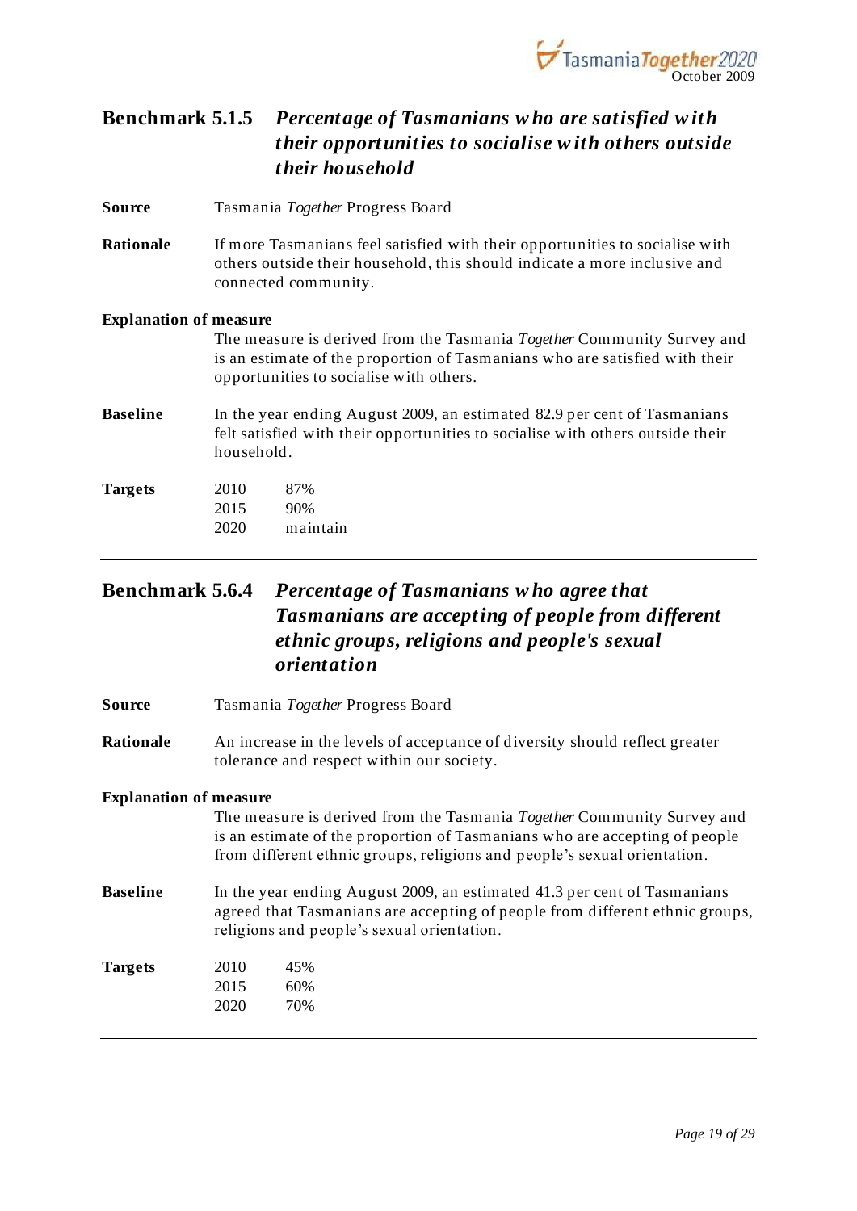## Benchmark 5.1.5 *Percentage of Tasmanians who are satisfied with their opportunities to socialise with others outside their household*

**Source** Tasmania *Together* Progress Board

**Rationale** If more Tasmanians feel satisfied with their opportunities to socialise with others outside their household, this should indicate a more inclusive and connected community.

**Explanation of measure**

The measure is derived from the Tasmania *Together* Community Survey and is an estimate of the proportion of Tasmanians who are satisfied with their opportunities to socialise with others.

**Baseline** In the year ending August 2009, an estimated 82.9 per cent of Tasmanians felt satisfied with their opportunities to socialise with others outside their household.

**Targets**

| Year | Target |
|---|---|
| 2010 | 87% |
| 2015 | 90% |
| 2020 | maintain |

---

## Benchmark 5.6.4 *Percentage of Tasmanians who agree that Tasmanians are accepting of people from different ethnic groups, religions and people's sexual orientation*

**Source** Tasmania *Together* Progress Board

**Rationale** An increase in the levels of acceptance of diversity should reflect greater tolerance and respect within our society.

**Explanation of measure**

The measure is derived from the Tasmania *Together* Community Survey and is an estimate of the proportion of Tasmanians who are accepting of people from different ethnic groups, religions and people's sexual orientation.

**Baseline** In the year ending August 2009, an estimated 41.3 per cent of Tasmanians agreed that Tasmanians are accepting of people from different ethnic groups, religions and people's sexual orientation.

**Targets**

| Year | Target |
|---|---|
| 2010 | 45% |
| 2015 | 60% |
| 2020 | 70% |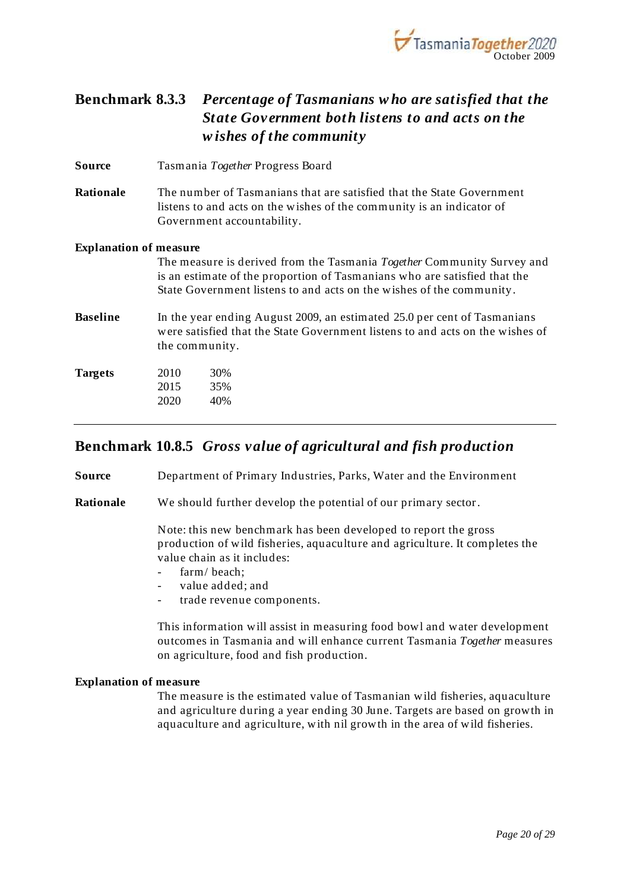## Benchmark 8.3.3 *Percentage of Tasmanians who are satisfied that the State Government both listens to and acts on the wishes of the community*

**Source** Tasmania *Together* Progress Board

**Rationale** The number of Tasmanians that are satisfied that the State Government listens to and acts on the wishes of the community is an indicator of Government accountability.

**Explanation of measure**

The measure is derived from the Tasmania *Together* Community Survey and is an estimate of the proportion of Tasmanians who are satisfied that the State Government listens to and acts on the wishes of the community.

**Baseline** In the year ending August 2009, an estimated 25.0 per cent of Tasmanians were satisfied that the State Government listens to and acts on the wishes of the community.

**Targets**

| Year | Target |
|---|---|
| 2010 | 30% |
| 2015 | 35% |
| 2020 | 40% |

---

## Benchmark 10.8.5 *Gross value of agricultural and fish production*

**Source** Department of Primary Industries, Parks, Water and the Environment

**Rationale** We should further develop the potential of our primary sector.

Note: this new benchmark has been developed to report the gross production of wild fisheries, aquaculture and agriculture. It completes the value chain as it includes:

- farm/ beach;
- value added; and
- trade revenue components.

This information will assist in measuring food bowl and water development outcomes in Tasmania and will enhance current Tasmania *Together* measures on agriculture, food and fish production.

**Explanation of measure**

The measure is the estimated value of Tasmanian wild fisheries, aquaculture and agriculture during a year ending 30 June. Targets are based on growth in aquaculture and agriculture, with nil growth in the area of wild fisheries.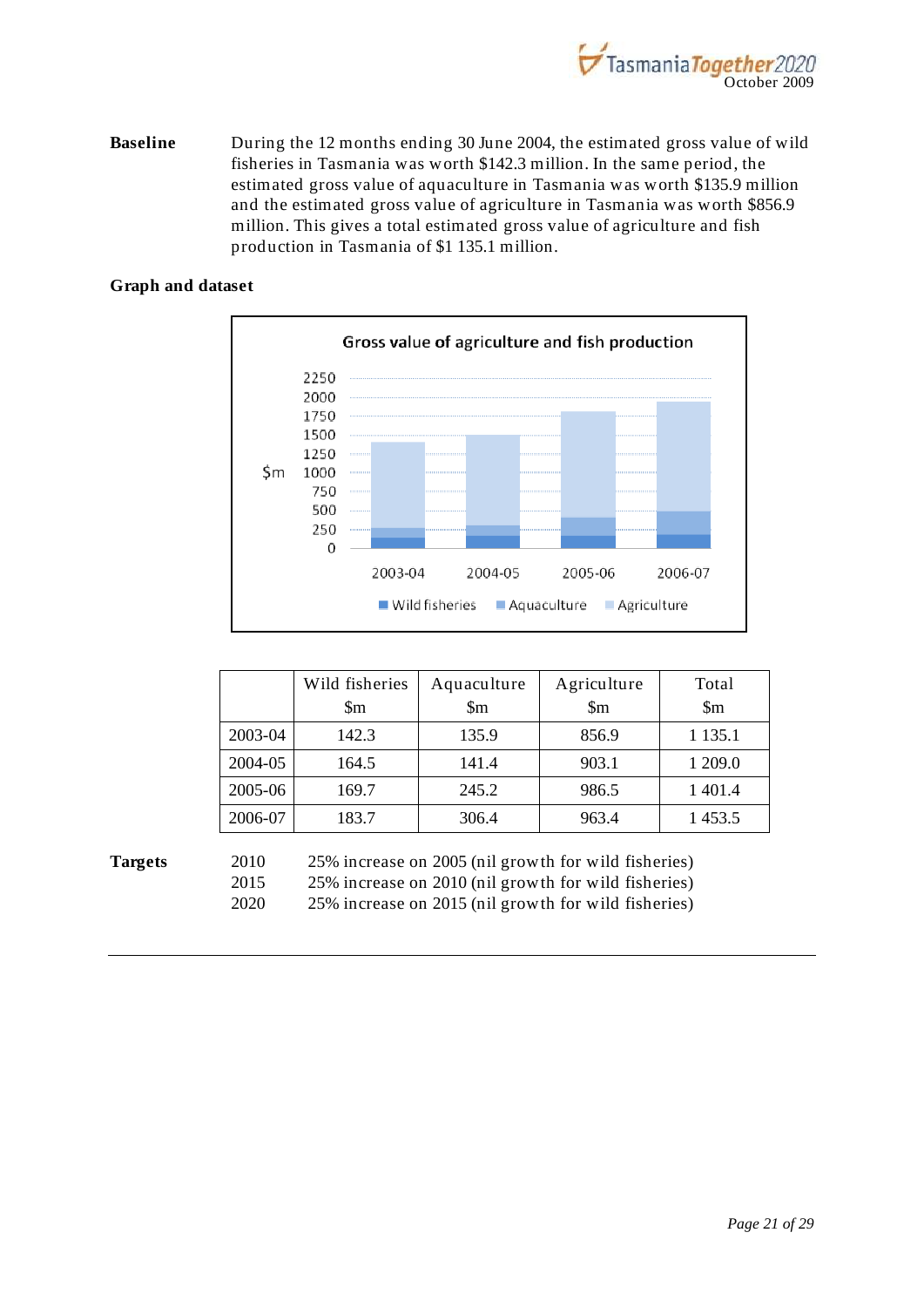**Baseline** During the 12 months ending 30 June 2004, the estimated gross value of wild fisheries in Tasmania was worth $142.3 million. In the same period, the estimated gross value of aquaculture in Tasmania was worth $135.9 million and the estimated gross value of agriculture in Tasmania was worth $856.9 million. This gives a total estimated gross value of agriculture and fish production in Tasmania of $1 135.1 million.

**Graph and dataset**

| | Wild fisheries $m | Aquaculture $m | Agriculture $m | Total $m |
|---|---|---|---|---|
| 2003-04 | 142.3 | 135.9 | 856.9 | 1 135.1 |
| 2004-05 | 164.5 | 141.4 | 903.1 | 1 209.0 |
| 2005-06 | 169.7 | 245.2 | 986.5 | 1 401.4 |
| 2006-07 | 183.7 | 306.4 | 963.4 | 1 453.5 |

**Targets**

| | |
|---|---|
| 2010 | 25% increase on 2005 (nil growth for wild fisheries) |
| 2015 | 25% increase on 2010 (nil growth for wild fisheries) |
| 2020 | 25% increase on 2015 (nil growth for wild fisheries) |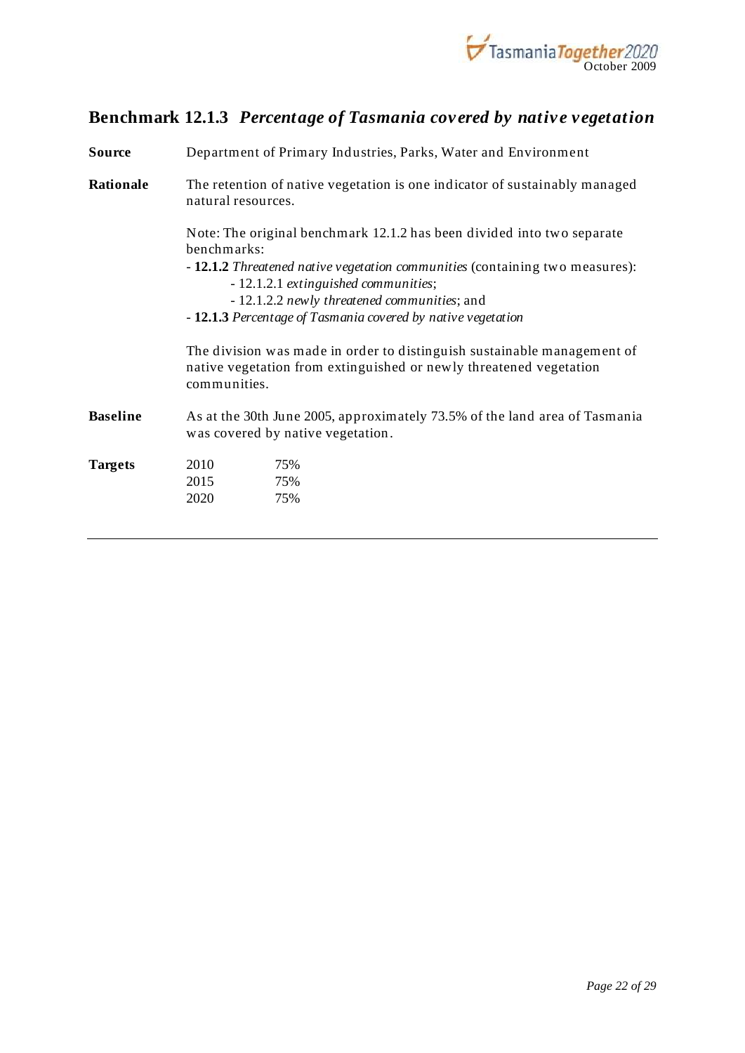## Benchmark 12.1.3 *Percentage of Tasmania covered by native vegetation*

**Source** Department of Primary Industries, Parks, Water and Environment

**Rationale** The retention of native vegetation is one indicator of sustainably managed natural resources.

Note: The original benchmark 12.1.2 has been divided into two separate benchmarks:

- **12.1.2** *Threatened native vegetation communities* (containing two measures):
  - 12.1.2.1 *extinguished communities*;
  - 12.1.2.2 *newly threatened communities*; and
- **12.1.3** *Percentage of Tasmania covered by native vegetation*

The division was made in order to distinguish sustainable management of native vegetation from extinguished or newly threatened vegetation communities.

**Baseline** As at the 30th June 2005, approximately 73.5% of the land area of Tasmania was covered by native vegetation.

**Targets**

| | |
|---|---|
| 2010 | 75% |
| 2015 | 75% |
| 2020 | 75% |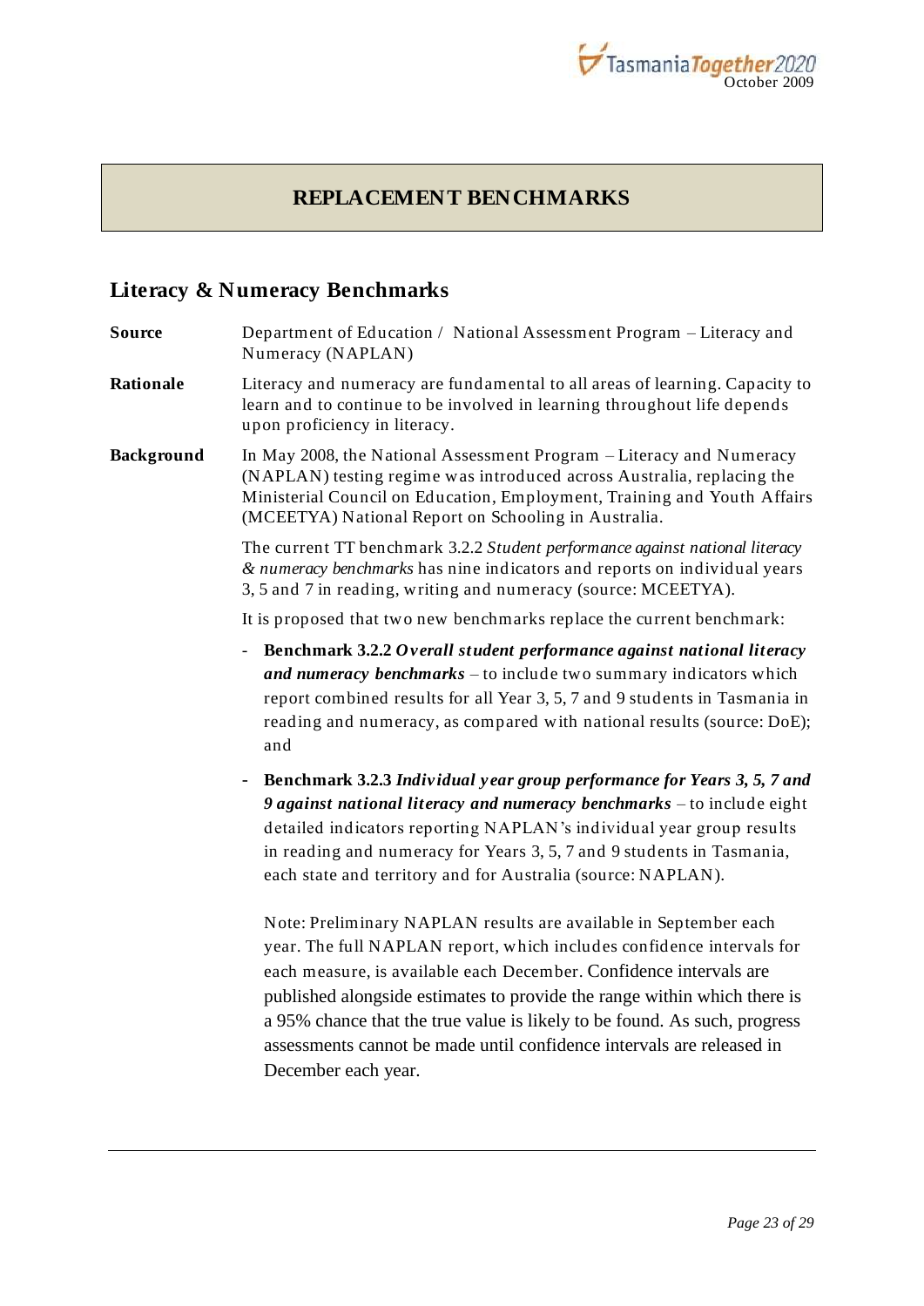## REPLACEMENT BENCHMARKS

### Literacy & Numeracy Benchmarks

**Source** Department of Education / National Assessment Program – Literacy and Numeracy (NAPLAN)

**Rationale** Literacy and numeracy are fundamental to all areas of learning. Capacity to learn and to continue to be involved in learning throughout life depends upon proficiency in literacy.

**Background** In May 2008, the National Assessment Program – Literacy and Numeracy (NAPLAN) testing regime was introduced across Australia, replacing the Ministerial Council on Education, Employment, Training and Youth Affairs (MCEETYA) National Report on Schooling in Australia.

The current TT benchmark 3.2.2 *Student performance against national literacy & numeracy benchmarks* has nine indicators and reports on individual years 3, 5 and 7 in reading, writing and numeracy (source: MCEETYA).

It is proposed that two new benchmarks replace the current benchmark:

- **Benchmark 3.2.2** ***Overall student performance against national literacy and numeracy benchmarks*** – to include two summary indicators which report combined results for all Year 3, 5, 7 and 9 students in Tasmania in reading and numeracy, as compared with national results (source: DoE); and

- **Benchmark 3.2.3** ***Individual year group performance for Years 3, 5, 7 and 9 against national literacy and numeracy benchmarks*** – to include eight detailed indicators reporting NAPLAN's individual year group results in reading and numeracy for Years 3, 5, 7 and 9 students in Tasmania, each state and territory and for Australia (source: NAPLAN).

  Note: Preliminary NAPLAN results are available in September each year. The full NAPLAN report, which includes confidence intervals for each measure, is available each December. Confidence intervals are published alongside estimates to provide the range within which there is a 95% chance that the true value is likely to be found. As such, progress assessments cannot be made until confidence intervals are released in December each year.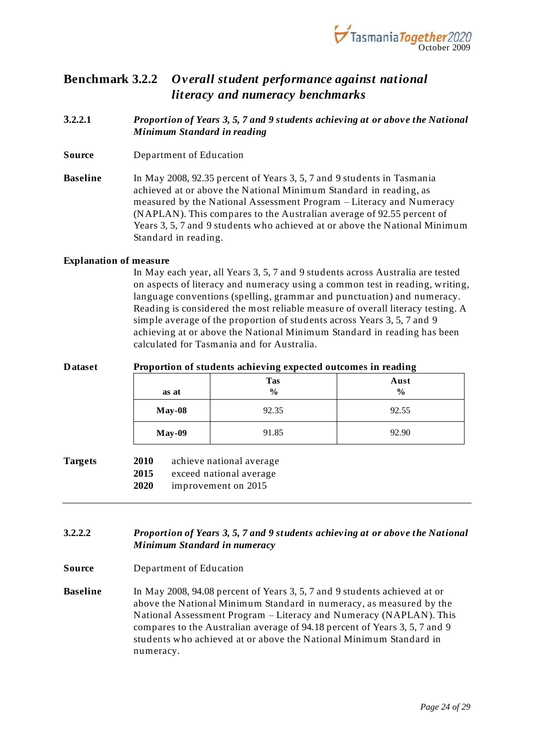## Benchmark 3.2.2 *Overall student performance against national literacy and numeracy benchmarks*

**3.2.2.1** ***Proportion of Years 3, 5, 7 and 9 students achieving at or above the National Minimum Standard in reading***

**Source** Department of Education

**Baseline** In May 2008, 92.35 percent of Years 3, 5, 7 and 9 students in Tasmania achieved at or above the National Minimum Standard in reading, as measured by the National Assessment Program – Literacy and Numeracy (NAPLAN). This compares to the Australian average of 92.55 percent of Years 3, 5, 7 and 9 students who achieved at or above the National Minimum Standard in reading.

**Explanation of measure**

In May each year, all Years 3, 5, 7 and 9 students across Australia are tested on aspects of literacy and numeracy using a common test in reading, writing, language conventions (spelling, grammar and punctuation) and numeracy. Reading is considered the most reliable measure of overall literacy testing. A simple average of the proportion of students across Years 3, 5, 7 and 9 achieving at or above the National Minimum Standard in reading has been calculated for Tasmania and for Australia.

**Dataset** **Proportion of students achieving expected outcomes in reading**

| as at | Tas % | Aust % |
|---|---|---|
| **May-08** | 92.35 | 92.55 |
| **May-09** | 91.85 | 92.90 |

**Targets**

- **2010** achieve national average
- **2015** exceed national average
- **2020** improvement on 2015

---

**3.2.2.2** ***Proportion of Years 3, 5, 7 and 9 students achieving at or above the National Minimum Standard in numeracy***

**Source** Department of Education

**Baseline** In May 2008, 94.08 percent of Years 3, 5, 7 and 9 students achieved at or above the National Minimum Standard in numeracy, as measured by the National Assessment Program – Literacy and Numeracy (NAPLAN). This compares to the Australian average of 94.18 percent of Years 3, 5, 7 and 9 students who achieved at or above the National Minimum Standard in numeracy.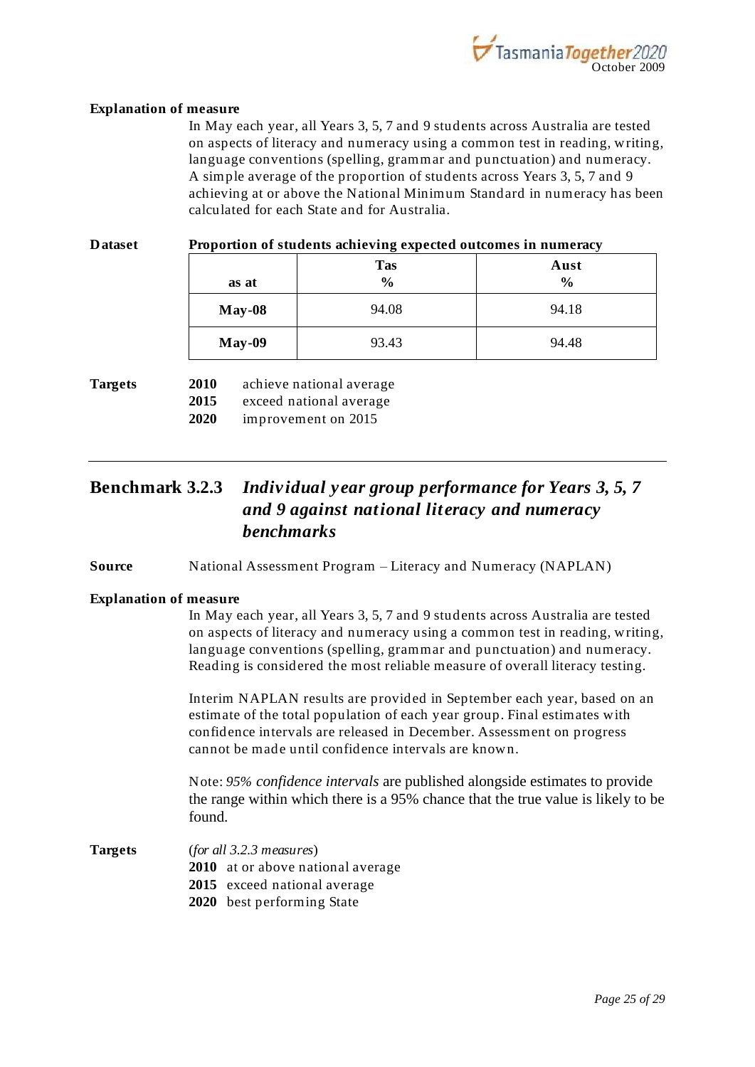**Explanation of measure**

In May each year, all Years 3, 5, 7 and 9 students across Australia are tested on aspects of literacy and numeracy using a common test in reading, writing, language conventions (spelling, grammar and punctuation) and numeracy. A simple average of the proportion of students across Years 3, 5, 7 and 9 achieving at or above the National Minimum Standard in numeracy has been calculated for each State and for Australia.

**Dataset** **Proportion of students achieving expected outcomes in numeracy**

| as at | Tas % | Aust % |
|---|---|---|
| **May-08** | 94.08 | 94.18 |
| **May-09** | 93.43 | 94.48 |

**Targets**

**2010** achieve national average
**2015** exceed national average
**2020** improvement on 2015

---

## Benchmark 3.2.3 *Individual year group performance for Years 3, 5, 7 and 9 against national literacy and numeracy benchmarks*

**Source** National Assessment Program – Literacy and Numeracy (NAPLAN)

**Explanation of measure**

In May each year, all Years 3, 5, 7 and 9 students across Australia are tested on aspects of literacy and numeracy using a common test in reading, writing, language conventions (spelling, grammar and punctuation) and numeracy. Reading is considered the most reliable measure of overall literacy testing.

Interim NAPLAN results are provided in September each year, based on an estimate of the total population of each year group. Final estimates with confidence intervals are released in December. Assessment on progress cannot be made until confidence intervals are known.

Note: *95% confidence intervals* are published alongside estimates to provide the range within which there is a 95% chance that the true value is likely to be found.

**Targets** (*for all 3.2.3 measures*)

**2010** at or above national average
**2015** exceed national average
**2020** best performing State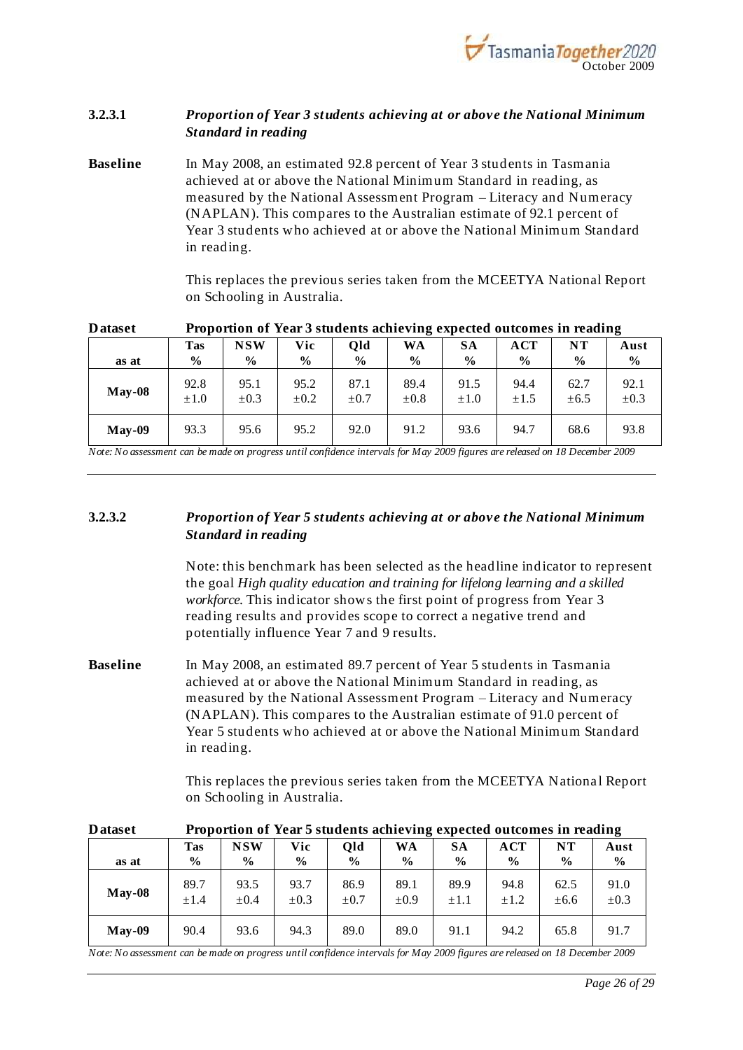### 3.2.3.1 *Proportion of Year 3 students achieving at or above the National Minimum Standard in reading*

**Baseline** In May 2008, an estimated 92.8 percent of Year 3 students in Tasmania achieved at or above the National Minimum Standard in reading, as measured by the National Assessment Program – Literacy and Numeracy (NAPLAN). This compares to the Australian estimate of 92.1 percent of Year 3 students who achieved at or above the National Minimum Standard in reading.

This replaces the previous series taken from the MCEETYA National Report on Schooling in Australia.

**Dataset** **Proportion of Year 3 students achieving expected outcomes in reading**

| as at | Tas % | NSW % | Vic % | Qld % | WA % | SA % | ACT % | NT % | Aust % |
|---|---|---|---|---|---|---|---|---|---|
| **May-08** | 92.8 ±1.0 | 95.1 ±0.3 | 95.2 ±0.2 | 87.1 ±0.7 | 89.4 ±0.8 | 91.5 ±1.0 | 94.4 ±1.5 | 62.7 ±6.5 | 92.1 ±0.3 |
| **May-09** | 93.3 | 95.6 | 95.2 | 92.0 | 91.2 | 93.6 | 94.7 | 68.6 | 93.8 |

*Note: No assessment can be made on progress until confidence intervals for May 2009 figures are released on 18 December 2009*

### 3.2.3.2 *Proportion of Year 5 students achieving at or above the National Minimum Standard in reading*

Note: this benchmark has been selected as the headline indicator to represent the goal *High quality education and training for lifelong learning and a skilled workforce.* This indicator shows the first point of progress from Year 3 reading results and provides scope to correct a negative trend and potentially influence Year 7 and 9 results.

**Baseline** In May 2008, an estimated 89.7 percent of Year 5 students in Tasmania achieved at or above the National Minimum Standard in reading, as measured by the National Assessment Program – Literacy and Numeracy (NAPLAN). This compares to the Australian estimate of 91.0 percent of Year 5 students who achieved at or above the National Minimum Standard in reading.

This replaces the previous series taken from the MCEETYA National Report on Schooling in Australia.

**Dataset** **Proportion of Year 5 students achieving expected outcomes in reading**

| as at | Tas % | NSW % | Vic % | Qld % | WA % | SA % | ACT % | NT % | Aust % |
|---|---|---|---|---|---|---|---|---|---|
| **May-08** | 89.7 ±1.4 | 93.5 ±0.4 | 93.7 ±0.3 | 86.9 ±0.7 | 89.1 ±0.9 | 89.9 ±1.1 | 94.8 ±1.2 | 62.5 ±6.6 | 91.0 ±0.3 |
| **May-09** | 90.4 | 93.6 | 94.3 | 89.0 | 89.0 | 91.1 | 94.2 | 65.8 | 91.7 |

*Note: No assessment can be made on progress until confidence intervals for May 2009 figures are released on 18 December 2009*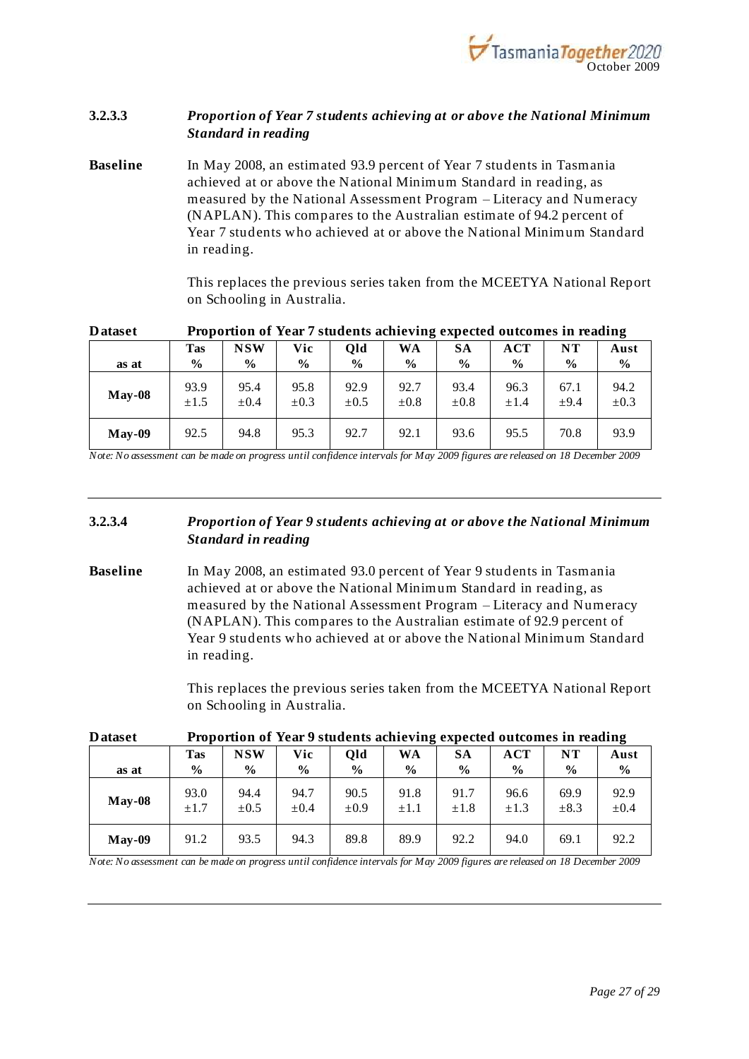### 3.2.3.3 *Proportion of Year 7 students achieving at or above the National Minimum Standard in reading*

**Baseline** In May 2008, an estimated 93.9 percent of Year 7 students in Tasmania achieved at or above the National Minimum Standard in reading, as measured by the National Assessment Program – Literacy and Numeracy (NAPLAN). This compares to the Australian estimate of 94.2 percent of Year 7 students who achieved at or above the National Minimum Standard in reading.

This replaces the previous series taken from the MCEETYA National Report on Schooling in Australia.

**Dataset** **Proportion of Year 7 students achieving expected outcomes in reading**

| as at | Tas % | NSW % | Vic % | Qld % | WA % | SA % | ACT % | NT % | Aust % |
|---|---|---|---|---|---|---|---|---|---|
| **May-08** | 93.9 ±1.5 | 95.4 ±0.4 | 95.8 ±0.3 | 92.9 ±0.5 | 92.7 ±0.8 | 93.4 ±0.8 | 96.3 ±1.4 | 67.1 ±9.4 | 94.2 ±0.3 |
| **May-09** | 92.5 | 94.8 | 95.3 | 92.7 | 92.1 | 93.6 | 95.5 | 70.8 | 93.9 |

*Note: No assessment can be made on progress until confidence intervals for May 2009 figures are released on 18 December 2009*

---

### 3.2.3.4 *Proportion of Year 9 students achieving at or above the National Minimum Standard in reading*

**Baseline** In May 2008, an estimated 93.0 percent of Year 9 students in Tasmania achieved at or above the National Minimum Standard in reading, as measured by the National Assessment Program – Literacy and Numeracy (NAPLAN). This compares to the Australian estimate of 92.9 percent of Year 9 students who achieved at or above the National Minimum Standard in reading.

This replaces the previous series taken from the MCEETYA National Report on Schooling in Australia.

**Dataset** **Proportion of Year 9 students achieving expected outcomes in reading**

| as at | Tas % | NSW % | Vic % | Qld % | WA % | SA % | ACT % | NT % | Aust % |
|---|---|---|---|---|---|---|---|---|---|
| **May-08** | 93.0 ±1.7 | 94.4 ±0.5 | 94.7 ±0.4 | 90.5 ±0.9 | 91.8 ±1.1 | 91.7 ±1.8 | 96.6 ±1.3 | 69.9 ±8.3 | 92.9 ±0.4 |
| **May-09** | 91.2 | 93.5 | 94.3 | 89.8 | 89.9 | 92.2 | 94.0 | 69.1 | 92.2 |

*Note: No assessment can be made on progress until confidence intervals for May 2009 figures are released on 18 December 2009*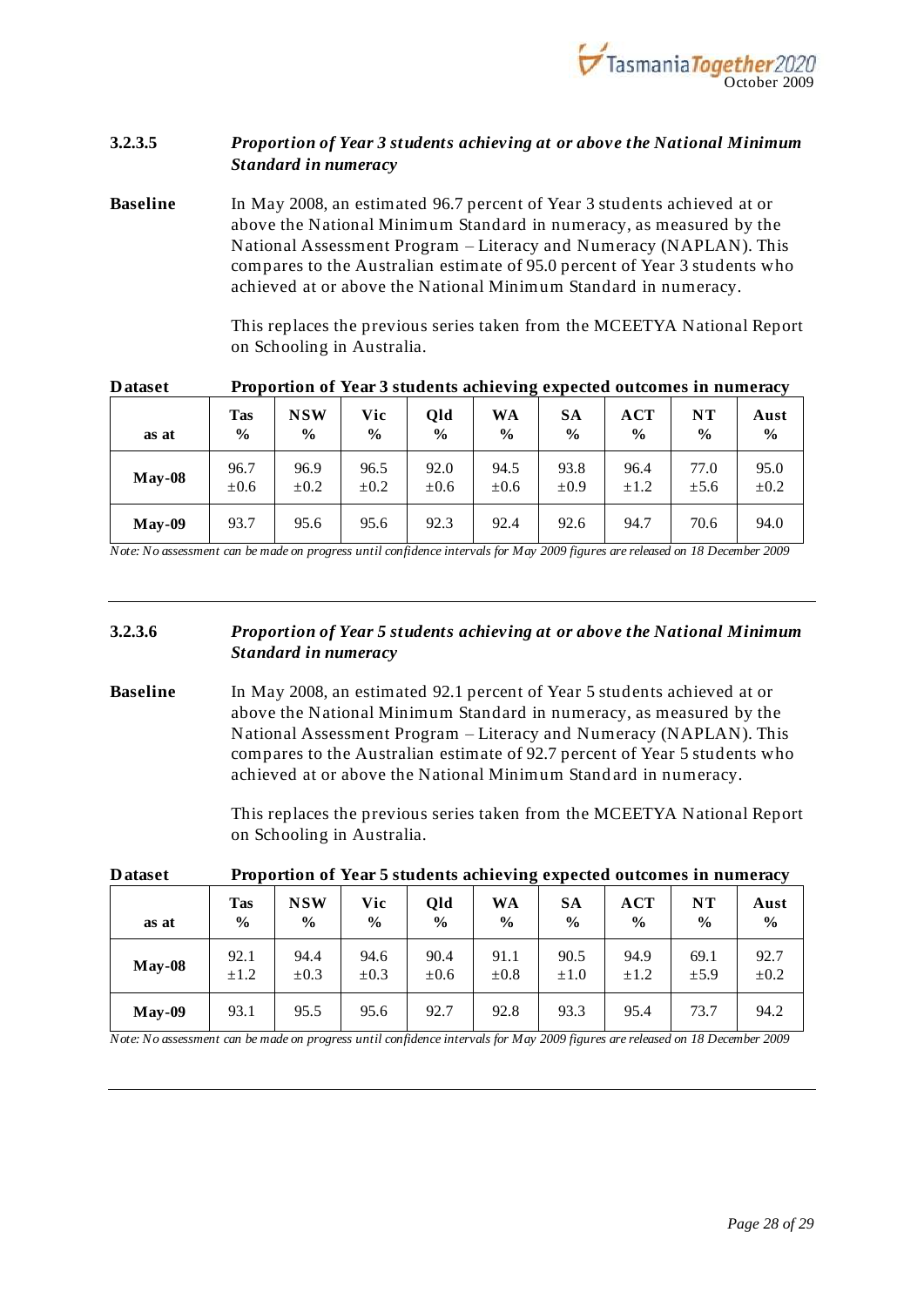### 3.2.3.5 *Proportion of Year 3 students achieving at or above the National Minimum Standard in numeracy*

**Baseline** In May 2008, an estimated 96.7 percent of Year 3 students achieved at or above the National Minimum Standard in numeracy, as measured by the National Assessment Program – Literacy and Numeracy (NAPLAN). This compares to the Australian estimate of 95.0 percent of Year 3 students who achieved at or above the National Minimum Standard in numeracy.

This replaces the previous series taken from the MCEETYA National Report on Schooling in Australia.

**Dataset** **Proportion of Year 3 students achieving expected outcomes in numeracy**

| as at | Tas % | NSW % | Vic % | Qld % | WA % | SA % | ACT % | NT % | Aust % |
|---|---|---|---|---|---|---|---|---|---|
| **May-08** | 96.7 ±0.6 | 96.9 ±0.2 | 96.5 ±0.2 | 92.0 ±0.6 | 94.5 ±0.6 | 93.8 ±0.9 | 96.4 ±1.2 | 77.0 ±5.6 | 95.0 ±0.2 |
| **May-09** | 93.7 | 95.6 | 95.6 | 92.3 | 92.4 | 92.6 | 94.7 | 70.6 | 94.0 |

*Note: No assessment can be made on progress until confidence intervals for May 2009 figures are released on 18 December 2009*

---

### 3.2.3.6 *Proportion of Year 5 students achieving at or above the National Minimum Standard in numeracy*

**Baseline** In May 2008, an estimated 92.1 percent of Year 5 students achieved at or above the National Minimum Standard in numeracy, as measured by the National Assessment Program – Literacy and Numeracy (NAPLAN). This compares to the Australian estimate of 92.7 percent of Year 5 students who achieved at or above the National Minimum Standard in numeracy.

This replaces the previous series taken from the MCEETYA National Report on Schooling in Australia.

**Dataset** **Proportion of Year 5 students achieving expected outcomes in numeracy**

| as at | Tas % | NSW % | Vic % | Qld % | WA % | SA % | ACT % | NT % | Aust % |
|---|---|---|---|---|---|---|---|---|---|
| **May-08** | 92.1 ±1.2 | 94.4 ±0.3 | 94.6 ±0.3 | 90.4 ±0.6 | 91.1 ±0.8 | 90.5 ±1.0 | 94.9 ±1.2 | 69.1 ±5.9 | 92.7 ±0.2 |
| **May-09** | 93.1 | 95.5 | 95.6 | 92.7 | 92.8 | 93.3 | 95.4 | 73.7 | 94.2 |

*Note: No assessment can be made on progress until confidence intervals for May 2009 figures are released on 18 December 2009*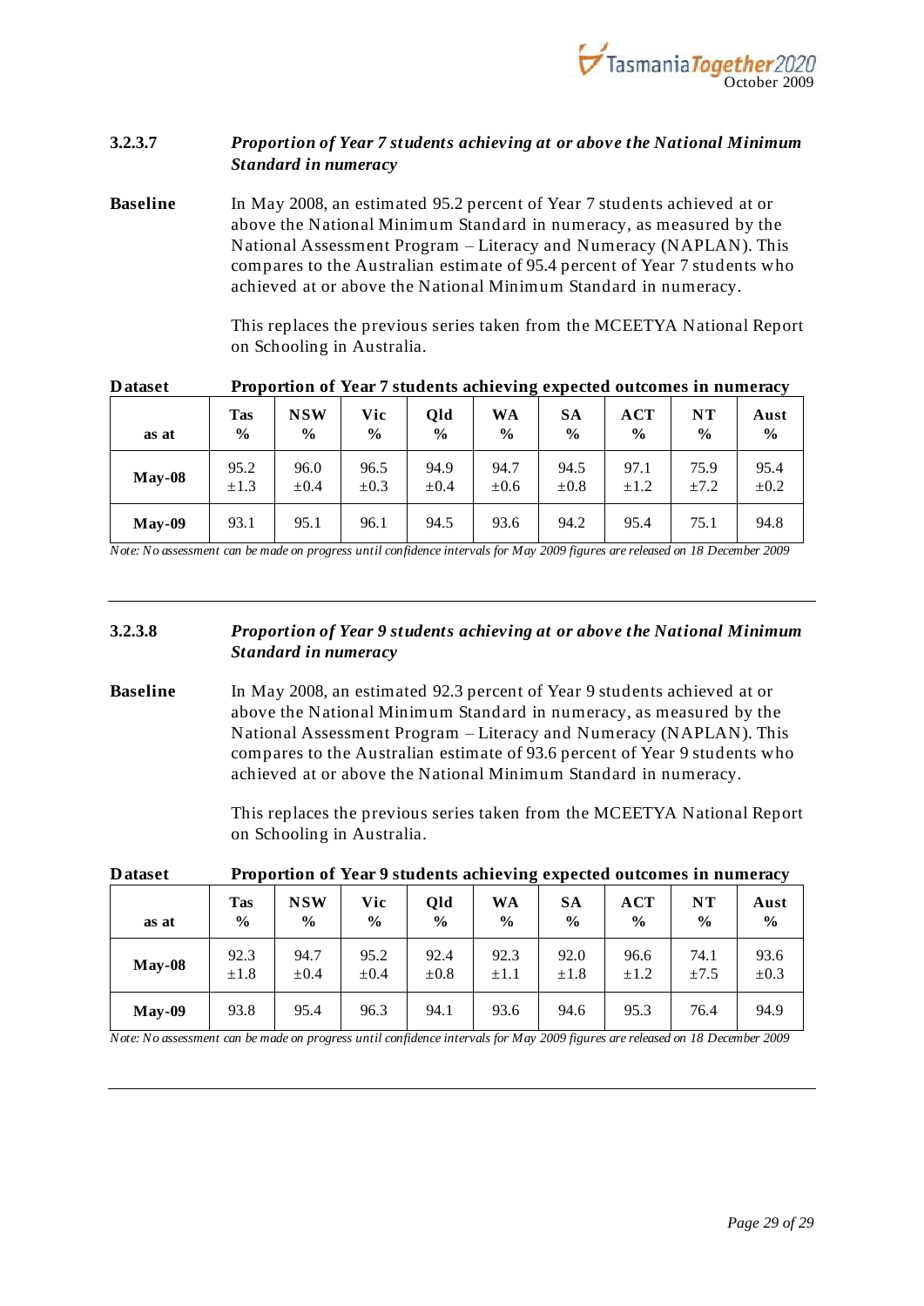### 3.2.3.7 *Proportion of Year 7 students achieving at or above the National Minimum Standard in numeracy*

**Baseline** In May 2008, an estimated 95.2 percent of Year 7 students achieved at or above the National Minimum Standard in numeracy, as measured by the National Assessment Program – Literacy and Numeracy (NAPLAN). This compares to the Australian estimate of 95.4 percent of Year 7 students who achieved at or above the National Minimum Standard in numeracy.

This replaces the previous series taken from the MCEETYA National Report on Schooling in Australia.

**Dataset** **Proportion of Year 7 students achieving expected outcomes in numeracy**

| as at | Tas % | NSW % | Vic % | Qld % | WA % | SA % | ACT % | NT % | Aust % |
|---|---|---|---|---|---|---|---|---|---|
| **May-08** | 95.2 ±1.3 | 96.0 ±0.4 | 96.5 ±0.3 | 94.9 ±0.4 | 94.7 ±0.6 | 94.5 ±0.8 | 97.1 ±1.2 | 75.9 ±7.2 | 95.4 ±0.2 |
| **May-09** | 93.1 | 95.1 | 96.1 | 94.5 | 93.6 | 94.2 | 95.4 | 75.1 | 94.8 |

*Note: No assessment can be made on progress until confidence intervals for May 2009 figures are released on 18 December 2009*

---

### 3.2.3.8 *Proportion of Year 9 students achieving at or above the National Minimum Standard in numeracy*

**Baseline** In May 2008, an estimated 92.3 percent of Year 9 students achieved at or above the National Minimum Standard in numeracy, as measured by the National Assessment Program – Literacy and Numeracy (NAPLAN). This compares to the Australian estimate of 93.6 percent of Year 9 students who achieved at or above the National Minimum Standard in numeracy.

This replaces the previous series taken from the MCEETYA National Report on Schooling in Australia.

**Dataset** **Proportion of Year 9 students achieving expected outcomes in numeracy**

| as at | Tas % | NSW % | Vic % | Qld % | WA % | SA % | ACT % | NT % | Aust % |
|---|---|---|---|---|---|---|---|---|---|
| **May-08** | 92.3 ±1.8 | 94.7 ±0.4 | 95.2 ±0.4 | 92.4 ±0.8 | 92.3 ±1.1 | 92.0 ±1.8 | 96.6 ±1.2 | 74.1 ±7.5 | 93.6 ±0.3 |
| **May-09** | 93.8 | 95.4 | 96.3 | 94.1 | 93.6 | 94.6 | 95.3 | 76.4 | 94.9 |

*Note: No assessment can be made on progress until confidence intervals for May 2009 figures are released on 18 December 2009*